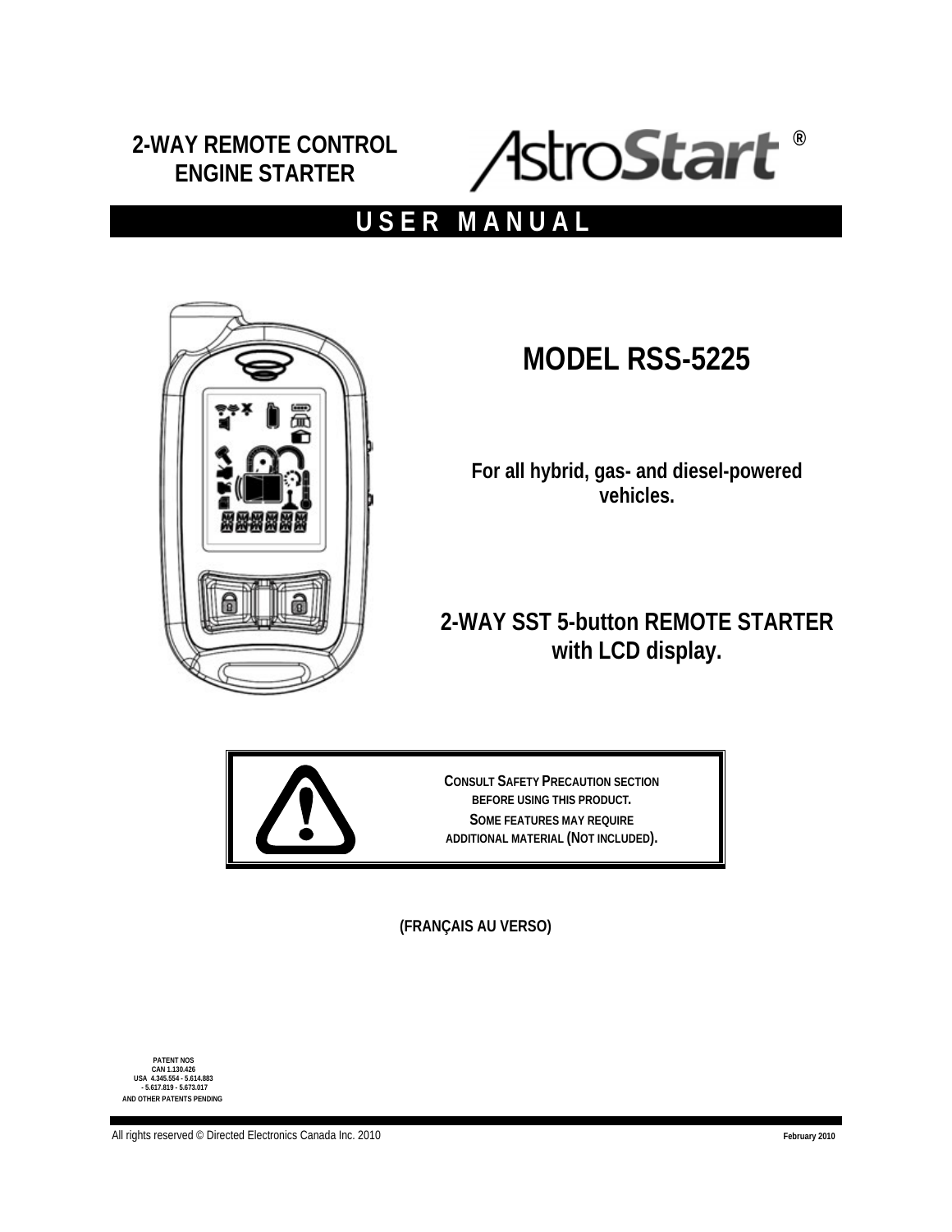**2-WAY REMOTE CONTROL ENGINE STARTER**

AstroStart®

# USER MANUAL

## MODEL RSS-5225

**For all hybrid, gas- and diesel-powered vehicles.**

**2-WAY SST 5-button REMOTE STARTER with LCD display.**

**CONSULT SAFETY PRECAUTION SECTION BEFORE USING THIS PRODUCT.**
**SOME FEATURES MAY REQUIRE ADDITIONAL MATERIAL (NOT INCLUDED).**

**(FRANÇAIS AU VERSO)**

PATENT NOS
CAN 1.130.426
USA 4.345.554 - 5.614.883
- 5.617.819 - 5.673.017
AND OTHER PATENTS PENDING

All rights reserved © Directed Electronics Canada Inc. 2010

February 2010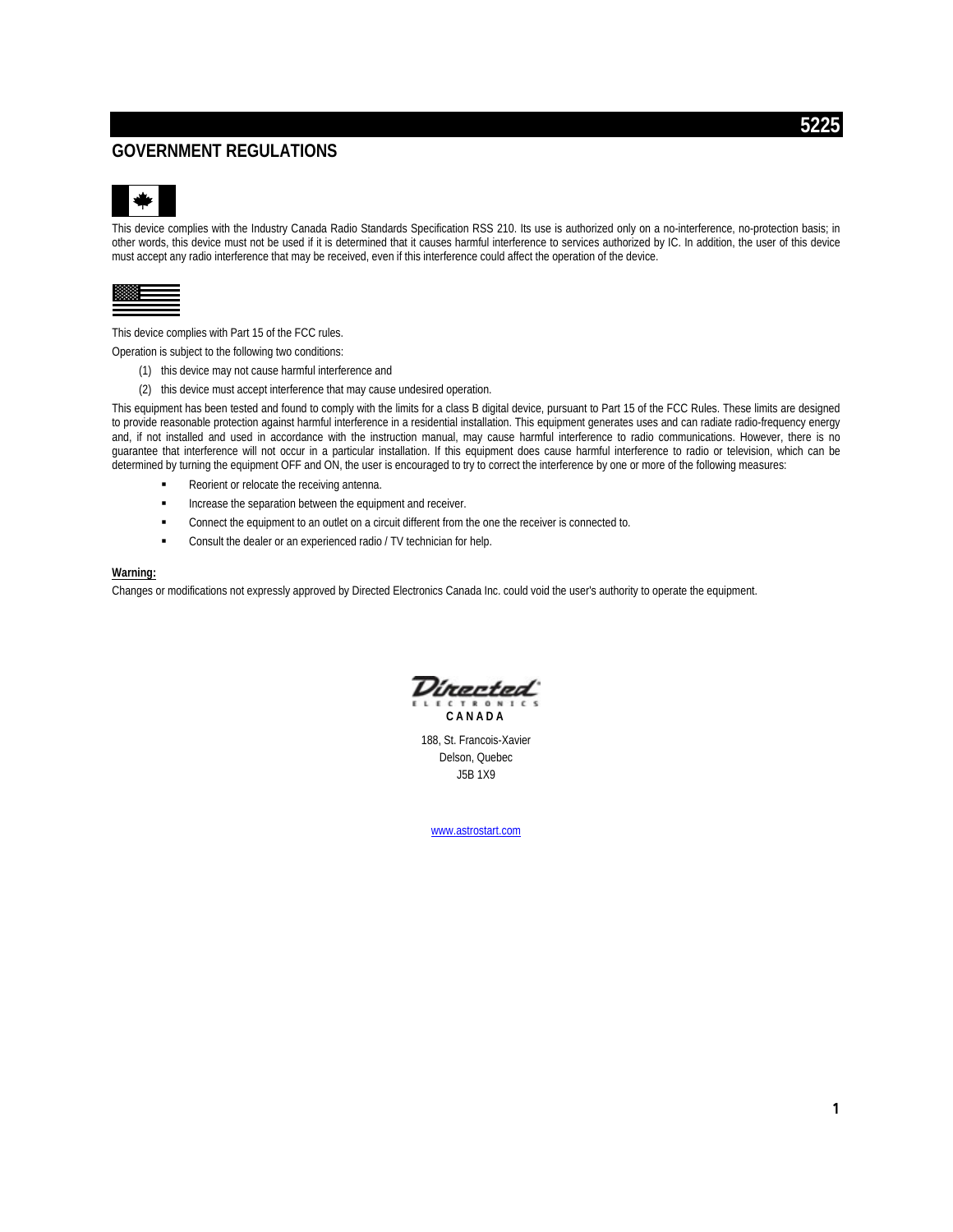## GOVERNMENT REGULATIONS

This device complies with the Industry Canada Radio Standards Specification RSS 210. Its use is authorized only on a no-interference, no-protection basis; in other words, this device must not be used if it is determined that it causes harmful interference to services authorized by IC. In addition, the user of this device must accept any radio interference that may be received, even if this interference could affect the operation of the device.

This device complies with Part 15 of the FCC rules.

Operation is subject to the following two conditions:

(1) this device may not cause harmful interference and

(2) this device must accept interference that may cause undesired operation.

This equipment has been tested and found to comply with the limits for a class B digital device, pursuant to Part 15 of the FCC Rules. These limits are designed to provide reasonable protection against harmful interference in a residential installation. This equipment generates uses and can radiate radio-frequency energy and, if not installed and used in accordance with the instruction manual, may cause harmful interference to radio communications. However, there is no guarantee that interference will not occur in a particular installation. If this equipment does cause harmful interference to radio or television, which can be determined by turning the equipment OFF and ON, the user is encouraged to try to correct the interference by one or more of the following measures:

- Reorient or relocate the receiving antenna.
- Increase the separation between the equipment and receiver.
- Connect the equipment to an outlet on a circuit different from the one the receiver is connected to.
- Consult the dealer or an experienced radio / TV technician for help.

**Warning:**

Changes or modifications not expressly approved by Directed Electronics Canada Inc. could void the user's authority to operate the equipment.

Directed ELECTRONICS CANADA

188, St. Francois-Xavier
Delson, Quebec
J5B 1X9

www.astrostart.com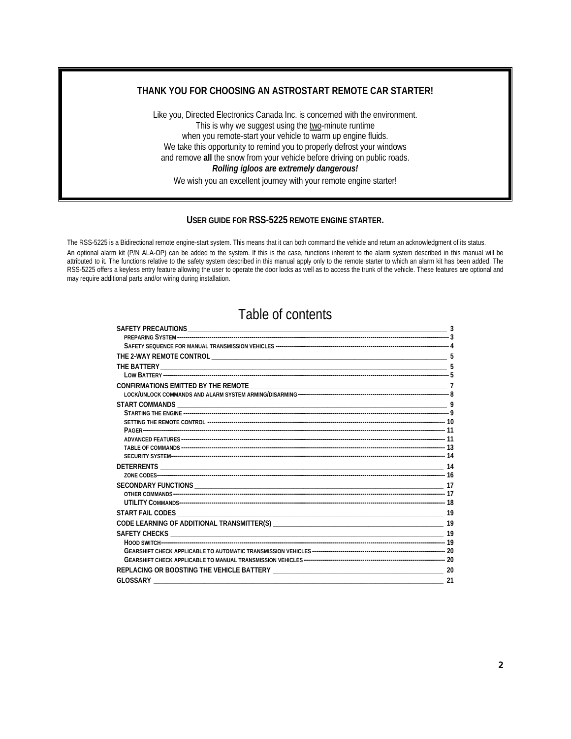**THANK YOU FOR CHOOSING AN ASTROSTART REMOTE CAR STARTER!**

Like you, Directed Electronics Canada Inc. is concerned with the environment.
This is why we suggest using the two-minute runtime
when you remote-start your vehicle to warm up engine fluids.
We take this opportunity to remind you to properly defrost your windows
and remove **all** the snow from your vehicle before driving on public roads.
***Rolling igloos are extremely dangerous!***
We wish you an excellent journey with your remote engine starter!

## USER GUIDE FOR RSS-5225 REMOTE ENGINE STARTER.

The RSS-5225 is a Bidirectional remote engine-start system. This means that it can both command the vehicle and return an acknowledgment of its status.

An optional alarm kit (P/N ALA-OP) can be added to the system. If this is the case, functions inherent to the alarm system described in this manual will be attributed to it. The functions relative to the safety system described in this manual apply only to the remote starter to which an alarm kit has been added. The RSS-5225 offers a keyless entry feature allowing the user to operate the door locks as well as to access the trunk of the vehicle. These features are optional and may require additional parts and/or wiring during installation.

# Table of contents

| Section | Page |
|---|---|
| **SAFETY PRECAUTIONS** | 3 |
| PREPARING SYSTEM | 3 |
| SAFETY SEQUENCE FOR MANUAL TRANSMISSION VEHICLES | 4 |
| **THE 2-WAY REMOTE CONTROL** | 5 |
| **THE BATTERY** | 5 |
| LOW BATTERY | 5 |
| **CONFIRMATIONS EMITTED BY THE REMOTE** | 7 |
| LOCK/UNLOCK COMMANDS AND ALARM SYSTEM ARMING/DISARMING | 8 |
| **START COMMANDS** | 9 |
| STARTING THE ENGINE | 9 |
| SETTING THE REMOTE CONTROL | 10 |
| PAGER | 11 |
| ADVANCED FEATURES | 11 |
| TABLE OF COMMANDS | 13 |
| SECURITY SYSTEM | 14 |
| **DETERRENTS** | 14 |
| ZONE CODES | 16 |
| **SECONDARY FUNCTIONS** | 17 |
| OTHER COMMANDS | 17 |
| UTILITY COMMANDS | 18 |
| **START FAIL CODES** | 19 |
| **CODE LEARNING OF ADDITIONAL TRANSMITTER(S)** | 19 |
| **SAFETY CHECKS** | 19 |
| HOOD SWITCH | 19 |
| GEARSHIFT CHECK APPLICABLE TO AUTOMATIC TRANSMISSION VEHICLES | 20 |
| GEARSHIFT CHECK APPLICABLE TO MANUAL TRANSMISSION VEHICLES | 20 |
| **REPLACING OR BOOSTING THE VEHICLE BATTERY** | 20 |
| **GLOSSARY** | 21 |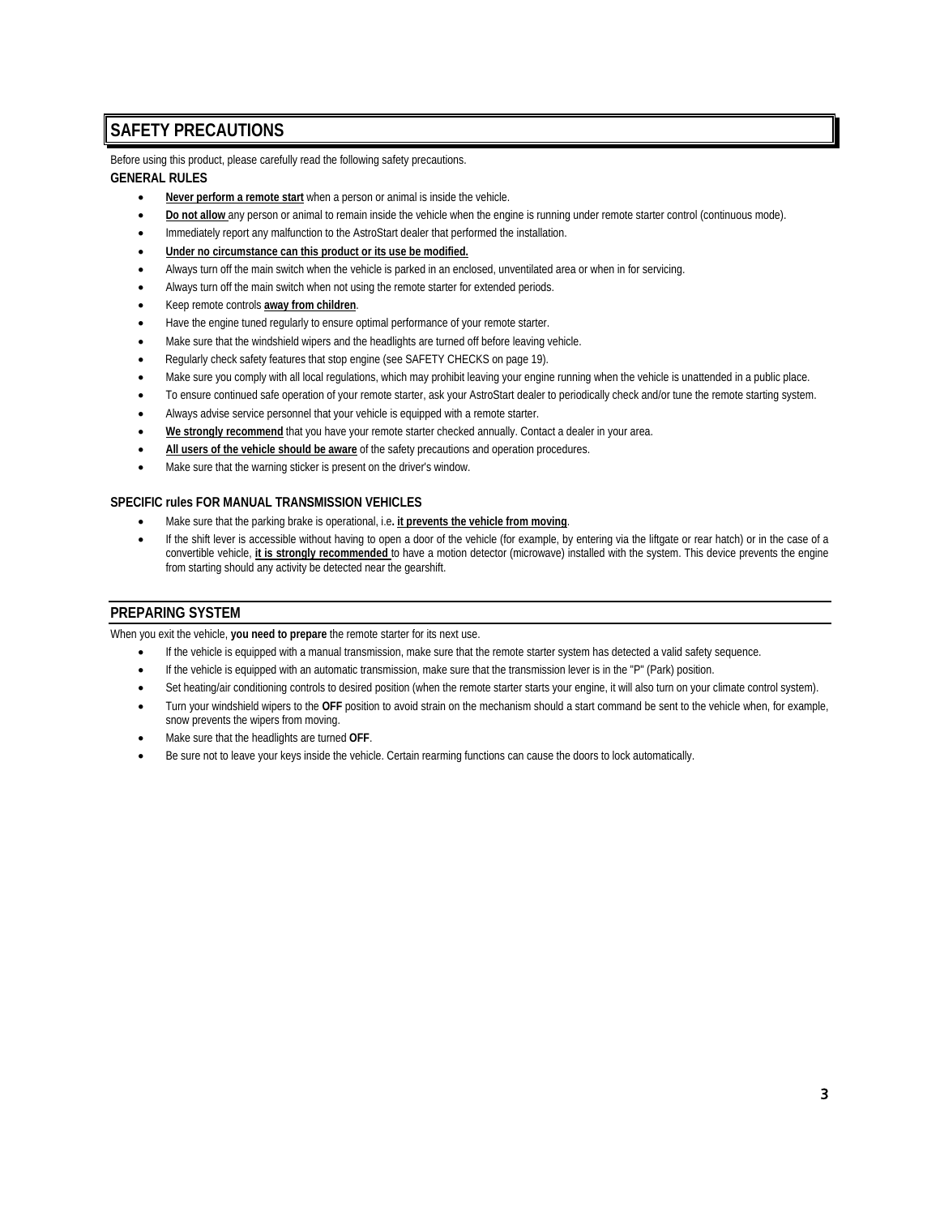# SAFETY PRECAUTIONS

Before using this product, please carefully read the following safety precautions.

**GENERAL RULES**

- **Never perform a remote start** when a person or animal is inside the vehicle.
- **Do not allow** any person or animal to remain inside the vehicle when the engine is running under remote starter control (continuous mode).
- Immediately report any malfunction to the AstroStart dealer that performed the installation.
- **Under no circumstance can this product or its use be modified.**
- Always turn off the main switch when the vehicle is parked in an enclosed, unventilated area or when in for servicing.
- Always turn off the main switch when not using the remote starter for extended periods.
- Keep remote controls **away from children**.
- Have the engine tuned regularly to ensure optimal performance of your remote starter.
- Make sure that the windshield wipers and the headlights are turned off before leaving vehicle.
- Regularly check safety features that stop engine (see SAFETY CHECKS on page 19).
- Make sure you comply with all local regulations, which may prohibit leaving your engine running when the vehicle is unattended in a public place.
- To ensure continued safe operation of your remote starter, ask your AstroStart dealer to periodically check and/or tune the remote starting system.
- Always advise service personnel that your vehicle is equipped with a remote starter.
- **We strongly recommend** that you have your remote starter checked annually. Contact a dealer in your area.
- **All users of the vehicle should be aware** of the safety precautions and operation procedures.
- Make sure that the warning sticker is present on the driver's window.

**SPECIFIC rules FOR MANUAL TRANSMISSION VEHICLES**

- Make sure that the parking brake is operational, i.e**. it prevents the vehicle from moving**.
- If the shift lever is accessible without having to open a door of the vehicle (for example, by entering via the liftgate or rear hatch) or in the case of a convertible vehicle, **it is strongly recommended** to have a motion detector (microwave) installed with the system. This device prevents the engine from starting should any activity be detected near the gearshift.

## PREPARING SYSTEM

When you exit the vehicle, **you need to prepare** the remote starter for its next use.

- If the vehicle is equipped with a manual transmission, make sure that the remote starter system has detected a valid safety sequence.
- If the vehicle is equipped with an automatic transmission, make sure that the transmission lever is in the "P" (Park) position.
- Set heating/air conditioning controls to desired position (when the remote starter starts your engine, it will also turn on your climate control system).
- Turn your windshield wipers to the **OFF** position to avoid strain on the mechanism should a start command be sent to the vehicle when, for example, snow prevents the wipers from moving.
- Make sure that the headlights are turned **OFF**.
- Be sure not to leave your keys inside the vehicle. Certain rearming functions can cause the doors to lock automatically.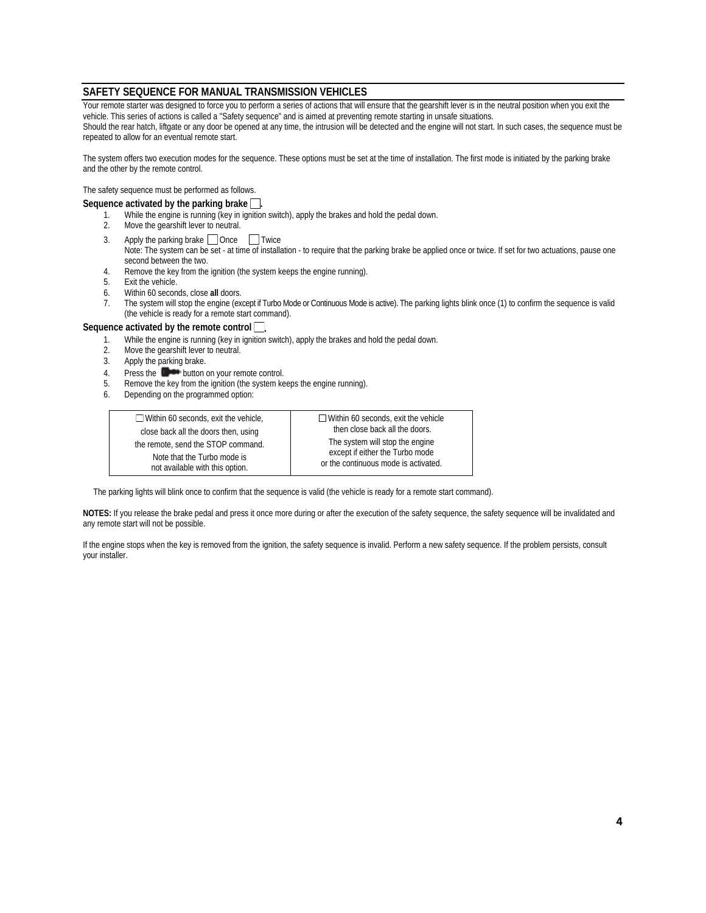## SAFETY SEQUENCE FOR MANUAL TRANSMISSION VEHICLES

Your remote starter was designed to force you to perform a series of actions that will ensure that the gearshift lever is in the neutral position when you exit the vehicle. This series of actions is called a "Safety sequence" and is aimed at preventing remote starting in unsafe situations.
Should the rear hatch, liftgate or any door be opened at any time, the intrusion will be detected and the engine will not start. In such cases, the sequence must be repeated to allow for an eventual remote start.

The system offers two execution modes for the sequence. These options must be set at the time of installation. The first mode is initiated by the parking brake and the other by the remote control.

The safety sequence must be performed as follows.

**Sequence activated by the parking brake ☐.**

1. While the engine is running (key in ignition switch), apply the brakes and hold the pedal down.
2. Move the gearshift lever to neutral.
3. Apply the parking brake ☐ Once ☐ Twice
   Note: The system can be set - at time of installation - to require that the parking brake be applied once or twice. If set for two actuations, pause one second between the two.
4. Remove the key from the ignition (the system keeps the engine running).
5. Exit the vehicle.
6. Within 60 seconds, close **all** doors.
7. The system will stop the engine (except if Turbo Mode or Continuous Mode is active). The parking lights blink once (1) to confirm the sequence is valid (the vehicle is ready for a remote start command).

**Sequence activated by the remote control ☐.**

1. While the engine is running (key in ignition switch), apply the brakes and hold the pedal down.
2. Move the gearshift lever to neutral.
3. Apply the parking brake.
4. Press the [button icon] button on your remote control.
5. Remove the key from the ignition (the system keeps the engine running).
6. Depending on the programmed option:

| ☐ Within 60 seconds, exit the vehicle, close back all the doors then, using the remote, send the STOP command. Note that the Turbo mode is not available with this option. | ☐ Within 60 seconds, exit the vehicle then close back all the doors. The system will stop the engine except if either the Turbo mode or the continuous mode is activated. |
|---|---|

The parking lights will blink once to confirm that the sequence is valid (the vehicle is ready for a remote start command).

**NOTES:** If you release the brake pedal and press it once more during or after the execution of the safety sequence, the safety sequence will be invalidated and any remote start will not be possible.

If the engine stops when the key is removed from the ignition, the safety sequence is invalid. Perform a new safety sequence. If the problem persists, consult your installer.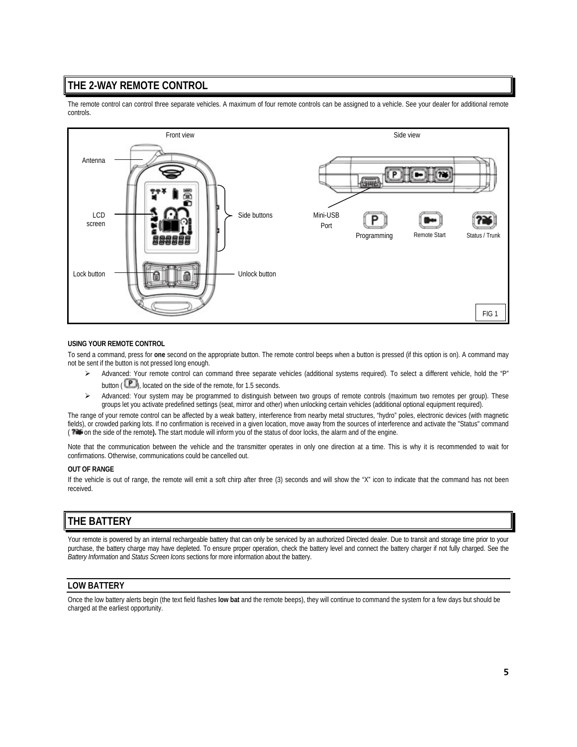## THE 2-WAY REMOTE CONTROL

The remote control can control three separate vehicles. A maximum of four remote controls can be assigned to a vehicle. See your dealer for additional remote controls.

Front view — Antenna, LCD screen, Side buttons, Lock button, Unlock button

Side view — Mini-USB Port, Programming, Remote Start, Status / Trunk

FIG 1

#### USING YOUR REMOTE CONTROL

To send a command, press for **one** second on the appropriate button. The remote control beeps when a button is pressed (if this option is on). A command may not be sent if the button is not pressed long enough.

- Advanced: Your remote control can command three separate vehicles (additional systems required). To select a different vehicle, hold the "P" button (P), located on the side of the remote, for 1.5 seconds.
- Advanced: Your system may be programmed to distinguish between two groups of remote controls (maximum two remotes per group). These groups let you activate predefined settings (seat, mirror and other) when unlocking certain vehicles (additional optional equipment required).

The range of your remote control can be affected by a weak battery, interference from nearby metal structures, "hydro" poles, electronic devices (with magnetic fields), or crowded parking lots. If no confirmation is received in a given location, move away from the sources of interference and activate the "Status" command ( on the side of the remote**).** The start module will inform you of the status of door locks, the alarm and of the engine.

Note that the communication between the vehicle and the transmitter operates in only one direction at a time. This is why it is recommended to wait for confirmations. Otherwise, communications could be cancelled out.

#### OUT OF RANGE

If the vehicle is out of range, the remote will emit a soft chirp after three (3) seconds and will show the "X" icon to indicate that the command has not been received.

## THE BATTERY

Your remote is powered by an internal rechargeable battery that can only be serviced by an authorized Directed dealer. Due to transit and storage time prior to your purchase, the battery charge may have depleted. To ensure proper operation, check the battery level and connect the battery charger if not fully charged. See the *Battery Information* and *Status Screen Icons* sections for more information about the battery.

### LOW BATTERY

Once the low battery alerts begin (the text field flashes **low bat** and the remote beeps), they will continue to command the system for a few days but should be charged at the earliest opportunity.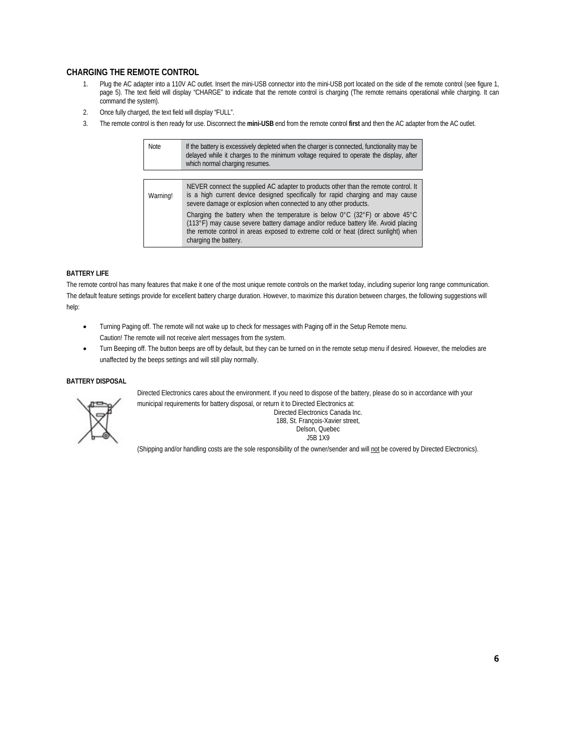## CHARGING THE REMOTE CONTROL

1. Plug the AC adapter into a 110V AC outlet. Insert the mini-USB connector into the mini-USB port located on the side of the remote control (see figure 1, page 5). The text field will display "CHARGE" to indicate that the remote control is charging (The remote remains operational while charging. It can command the system).
2. Once fully charged, the text field will display "FULL".
3. The remote control is then ready for use. Disconnect the **mini-USB** end from the remote control **first** and then the AC adapter from the AC outlet.

| Note | If the battery is excessively depleted when the charger is connected, functionality may be delayed while it charges to the minimum voltage required to operate the display, after which normal charging resumes. |
|---|---|

| Warning! | NEVER connect the supplied AC adapter to products other than the remote control. It is a high current device designed specifically for rapid charging and may cause severe damage or explosion when connected to any other products.<br>Charging the battery when the temperature is below 0°C (32°F) or above 45°C (113°F) may cause severe battery damage and/or reduce battery life. Avoid placing the remote control in areas exposed to extreme cold or heat (direct sunlight) when charging the battery. |
|---|---|

#### BATTERY LIFE

The remote control has many features that make it one of the most unique remote controls on the market today, including superior long range communication. The default feature settings provide for excellent battery charge duration. However, to maximize this duration between charges, the following suggestions will help:

- Turning Paging off. The remote will not wake up to check for messages with Paging off in the Setup Remote menu.
  Caution! The remote will not receive alert messages from the system.
- Turn Beeping off. The button beeps are off by default, but they can be turned on in the remote setup menu if desired. However, the melodies are unaffected by the beeps settings and will still play normally.

#### BATTERY DISPOSAL

Directed Electronics cares about the environment. If you need to dispose of the battery, please do so in accordance with your municipal requirements for battery disposal, or return it to Directed Electronics at:

Directed Electronics Canada Inc.
188, St. François-Xavier street,
Delson, Quebec
J5B 1X9

(Shipping and/or handling costs are the sole responsibility of the owner/sender and will not be covered by Directed Electronics).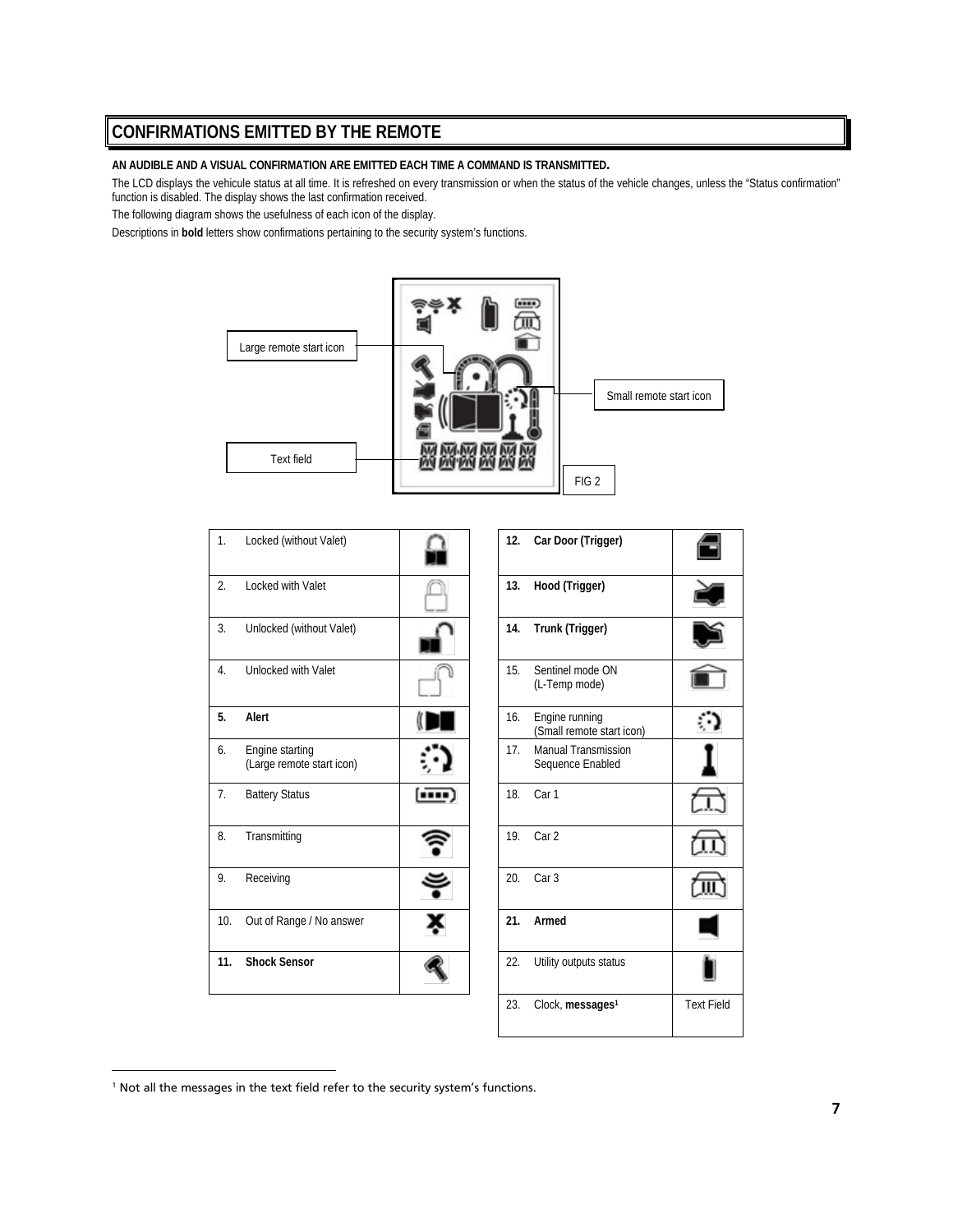## CONFIRMATIONS EMITTED BY THE REMOTE

**AN AUDIBLE AND A VISUAL CONFIRMATION ARE EMITTED EACH TIME A COMMAND IS TRANSMITTED.**

The LCD displays the vehicule status at all time. It is refreshed on every transmission or when the status of the vehicle changes, unless the “Status confirmation” function is disabled. The display shows the last confirmation received.

The following diagram shows the usefulness of each icon of the display.

Descriptions in **bold** letters show confirmations pertaining to the security system’s functions.

Large remote start icon

Small remote start icon

Text field

FIG 2

| | | |
|---|---|---|
| 1. | Locked (without Valet) | |
| 2. | Locked with Valet | |
| 3. | Unlocked (without Valet) | |
| 4. | Unlocked with Valet | |
| **5.** | **Alert** | |
| 6. | Engine starting (Large remote start icon) | |
| 7. | Battery Status | |
| 8. | Transmitting | |
| 9. | Receiving | |
| 10. | Out of Range / No answer | |
| **11.** | **Shock Sensor** | |

| | | |
|---|---|---|
| **12.** | **Car Door (Trigger)** | |
| **13.** | **Hood (Trigger)** | |
| **14.** | **Trunk (Trigger)** | |
| 15. | Sentinel mode ON (L-Temp mode) | |
| 16. | Engine running (Small remote start icon) | |
| 17. | Manual Transmission Sequence Enabled | |
| 18. | Car 1 | |
| 19. | Car 2 | |
| 20. | Car 3 | |
| **21.** | **Armed** | |
| 22. | Utility outputs status | |
| 23. | Clock, **messages**[1] | Text Field |

[1] Not all the messages in the text field refer to the security system’s functions.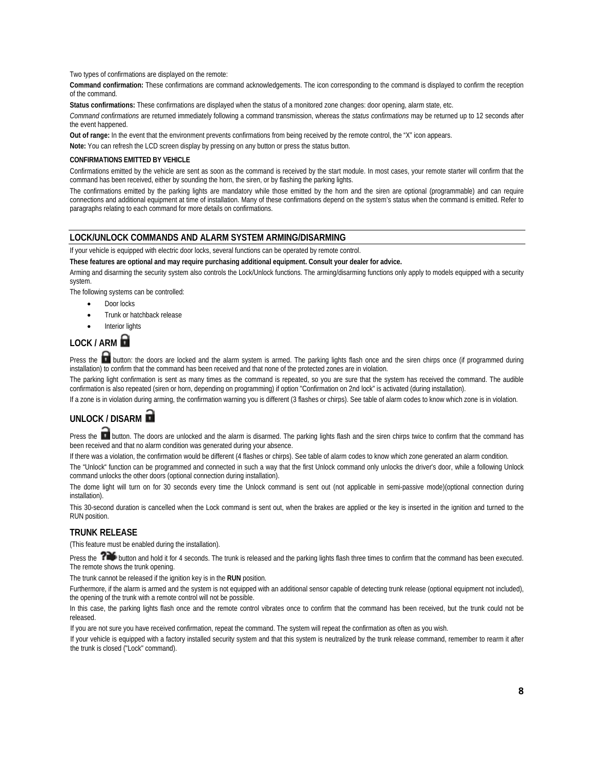Two types of confirmations are displayed on the remote:

**Command confirmation:** These confirmations are command acknowledgements. The icon corresponding to the command is displayed to confirm the reception of the command.

**Status confirmations:** These confirmations are displayed when the status of a monitored zone changes: door opening, alarm state, etc.

*Command confirmations* are returned immediately following a command transmission, whereas the *status confirmations* may be returned up to 12 seconds after the event happened.

**Out of range:** In the event that the environment prevents confirmations from being received by the remote control, the "X" icon appears.

**Note:** You can refresh the LCD screen display by pressing on any button or press the status button.

#### CONFIRMATIONS EMITTED BY VEHICLE

Confirmations emitted by the vehicle are sent as soon as the command is received by the start module. In most cases, your remote starter will confirm that the command has been received, either by sounding the horn, the siren, or by flashing the parking lights.

The confirmations emitted by the parking lights are mandatory while those emitted by the horn and the siren are optional (programmable) and can require connections and additional equipment at time of installation. Many of these confirmations depend on the system's status when the command is emitted. Refer to paragraphs relating to each command for more details on confirmations.

## LOCK/UNLOCK COMMANDS AND ALARM SYSTEM ARMING/DISARMING

If your vehicle is equipped with electric door locks, several functions can be operated by remote control.

**These features are optional and may require purchasing additional equipment. Consult your dealer for advice.**

Arming and disarming the security system also controls the Lock/Unlock functions. The arming/disarming functions only apply to models equipped with a security system.

The following systems can be controlled:

- Door locks
- Trunk or hatchback release
- Interior lights

### LOCK / ARM

Press the button: the doors are locked and the alarm system is armed. The parking lights flash once and the siren chirps once (if programmed during installation) to confirm that the command has been received and that none of the protected zones are in violation.

The parking light confirmation is sent as many times as the command is repeated, so you are sure that the system has received the command. The audible confirmation is also repeated (siren or horn, depending on programming) if option "Confirmation on 2nd lock" is activated (during installation).

If a zone is in violation during arming, the confirmation warning you is different (3 flashes or chirps). See table of alarm codes to know which zone is in violation.

### UNLOCK / DISARM

Press the button. The doors are unlocked and the alarm is disarmed. The parking lights flash and the siren chirps twice to confirm that the command has been received and that no alarm condition was generated during your absence.

If there was a violation, the confirmation would be different (4 flashes or chirps). See table of alarm codes to know which zone generated an alarm condition.

The "Unlock" function can be programmed and connected in such a way that the first Unlock command only unlocks the driver's door, while a following Unlock command unlocks the other doors (optional connection during installation).

The dome light will turn on for 30 seconds every time the Unlock command is sent out (not applicable in semi-passive mode)(optional connection during installation).

This 30-second duration is cancelled when the Lock command is sent out, when the brakes are applied or the key is inserted in the ignition and turned to the RUN position.

### TRUNK RELEASE

(This feature must be enabled during the installation).

Press the button and hold it for 4 seconds. The trunk is released and the parking lights flash three times to confirm that the command has been executed. The remote shows the trunk opening.

The trunk cannot be released if the ignition key is in the **RUN** position.

Furthermore, if the alarm is armed and the system is not equipped with an additional sensor capable of detecting trunk release (optional equipment not included), the opening of the trunk with a remote control will not be possible.

In this case, the parking lights flash once and the remote control vibrates once to confirm that the command has been received, but the trunk could not be released.

If you are not sure you have received confirmation, repeat the command. The system will repeat the confirmation as often as you wish.

If your vehicle is equipped with a factory installed security system and that this system is neutralized by the trunk release command, remember to rearm it after the trunk is closed ("Lock" command).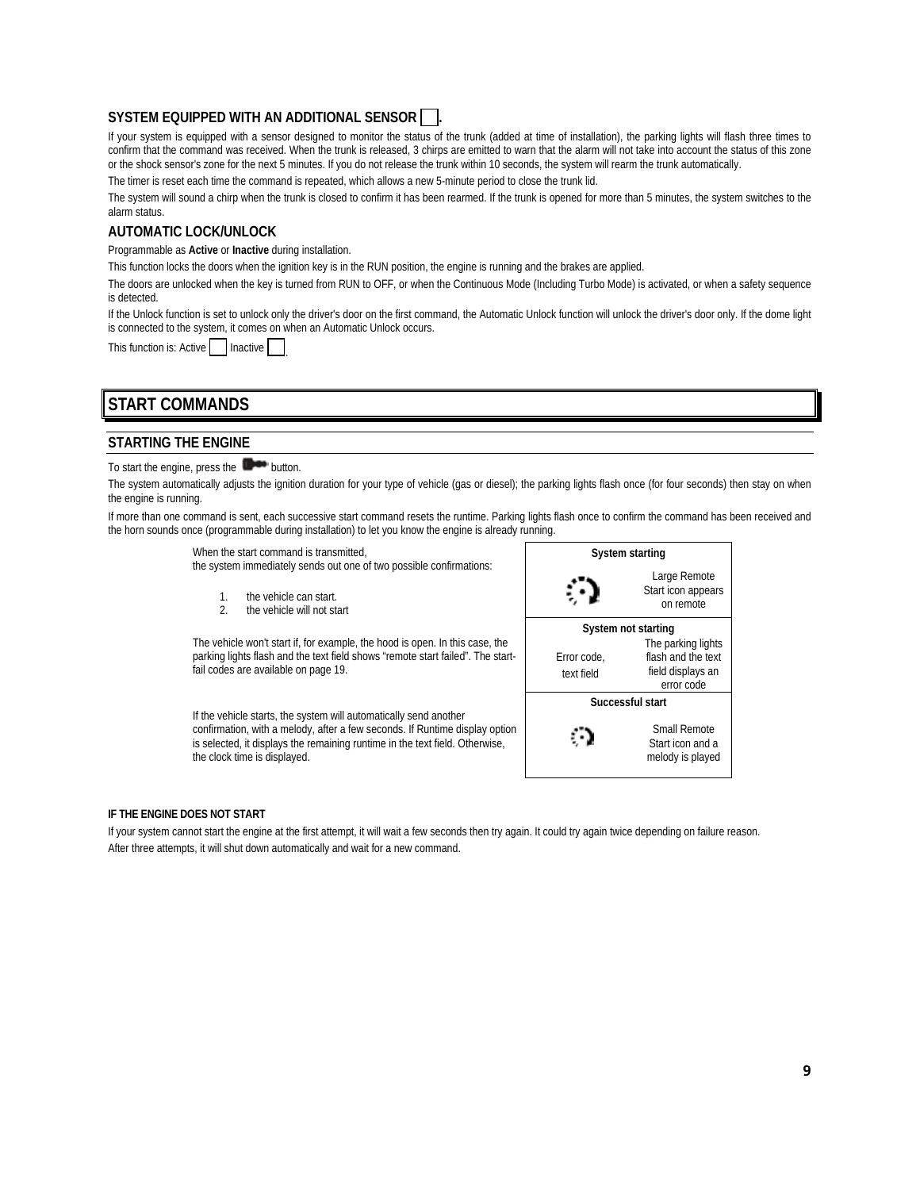### SYSTEM EQUIPPED WITH AN ADDITIONAL SENSOR ☐.

If your system is equipped with a sensor designed to monitor the status of the trunk (added at time of installation), the parking lights will flash three times to confirm that the command was received. When the trunk is released, 3 chirps are emitted to warn that the alarm will not take into account the status of this zone or the shock sensor's zone for the next 5 minutes. If you do not release the trunk within 10 seconds, the system will rearm the trunk automatically.

The timer is reset each time the command is repeated, which allows a new 5-minute period to close the trunk lid.

The system will sound a chirp when the trunk is closed to confirm it has been rearmed. If the trunk is opened for more than 5 minutes, the system switches to the alarm status.

### AUTOMATIC LOCK/UNLOCK

Programmable as **Active** or **Inactive** during installation.

This function locks the doors when the ignition key is in the RUN position, the engine is running and the brakes are applied.

The doors are unlocked when the key is turned from RUN to OFF, or when the Continuous Mode (Including Turbo Mode) is activated, or when a safety sequence is detected.

If the Unlock function is set to unlock only the driver's door on the first command, the Automatic Unlock function will unlock the driver's door only. If the dome light is connected to the system, it comes on when an Automatic Unlock occurs.

This function is: Active ☐ Inactive ☐.

## START COMMANDS

### STARTING THE ENGINE

To start the engine, press the button.

The system automatically adjusts the ignition duration for your type of vehicle (gas or diesel); the parking lights flash once (for four seconds) then stay on when the engine is running.

If more than one command is sent, each successive start command resets the runtime. Parking lights flash once to confirm the command has been received and the horn sounds once (programmable during installation) to let you know the engine is already running.

When the start command is transmitted,
the system immediately sends out one of two possible confirmations:

1. the vehicle can start.
2. the vehicle will not start

The vehicle won't start if, for example, the hood is open. In this case, the parking lights flash and the text field shows "remote start failed". The start-fail codes are available on page 19.

If the vehicle starts, the system will automatically send another confirmation, with a melody, after a few seconds. If Runtime display option is selected, it displays the remaining runtime in the text field. Otherwise, the clock time is displayed.

| System starting | |
|---|---|
| | Large Remote Start icon appears on remote |
| **System not starting** | |
| Error code, text field | The parking lights flash and the text field displays an error code |
| **Successful start** | |
| | Small Remote Start icon and a melody is played |

#### IF THE ENGINE DOES NOT START

If your system cannot start the engine at the first attempt, it will wait a few seconds then try again. It could try again twice depending on failure reason.
After three attempts, it will shut down automatically and wait for a new command.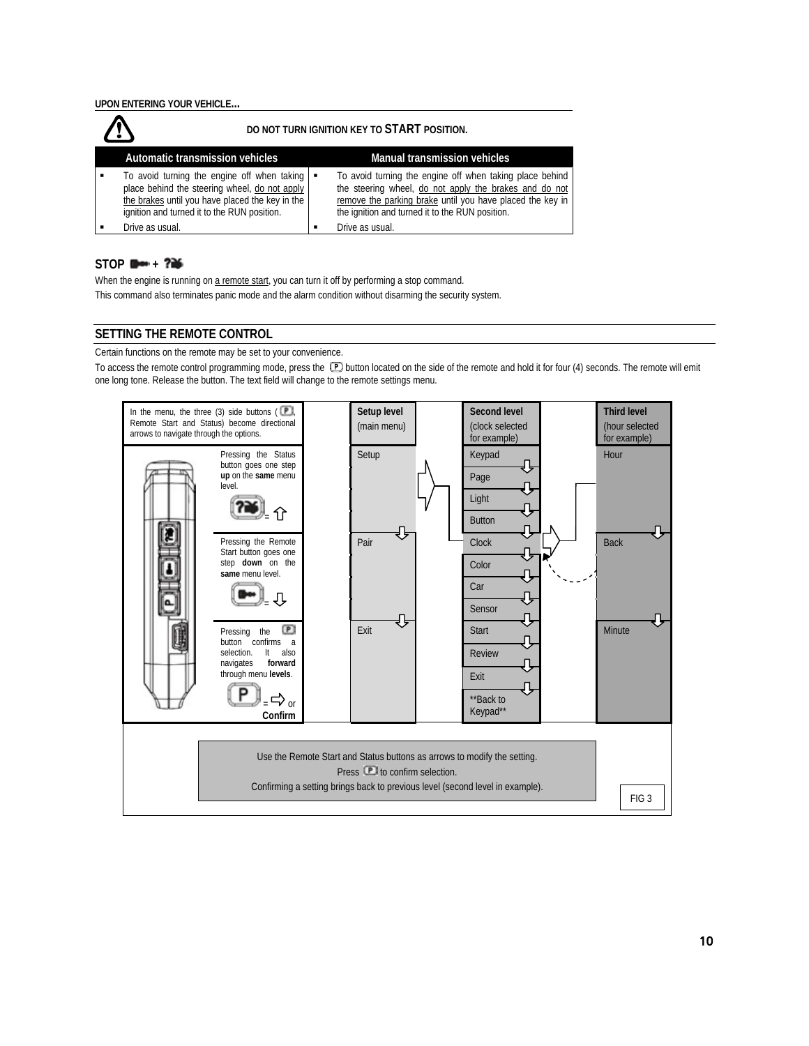## UPON ENTERING YOUR VEHICLE…

**DO NOT TURN IGNITION KEY TO START POSITION.**

| Automatic transmission vehicles | Manual transmission vehicles |
|---|---|
| ▪ To avoid turning the engine off when taking place behind the steering wheel, do not apply the brakes until you have placed the key in the ignition and turned it to the RUN position. | ▪ To avoid turning the engine off when taking place behind the steering wheel, do not apply the brakes and do not remove the parking brake until you have placed the key in the ignition and turned it to the RUN position. |
| ▪ Drive as usual. | ▪ Drive as usual. |

### STOP + 

When the engine is running on a remote start, you can turn it off by performing a stop command.

This command also terminates panic mode and the alarm condition without disarming the security system.

## SETTING THE REMOTE CONTROL

Certain functions on the remote may be set to your convenience.

To access the remote control programming mode, press the (P) button located on the side of the remote and hold it for four (4) seconds. The remote will emit one long tone. Release the button. The text field will change to the remote settings menu.

In the menu, the three (3) side buttons (P, Remote Start and Status) become directional arrows to navigate through the options.

Pressing the Status button goes one step **up** on the **same** menu level. = ⇧

Pressing the Remote Start button goes one step **down** on the **same** menu level. = ⇩

Pressing the P button confirms a selection. It also navigates **forward** through menu **levels**. = ⇨ or **Confirm**

| Setup level (main menu) | Second level (clock selected for example) | Third level (hour selected for example) |
|---|---|---|
| Setup | Keypad | Hour |
| | Page | |
| | Light | |
| | Button | |
| Pair | Clock | Back |
| | Color | |
| | Car | |
| | Sensor | |
| Exit | Start | Minute |
| | Review | |
| | Exit | |
| | **Back to Keypad** | |

Use the Remote Start and Status buttons as arrows to modify the setting.
Press P to confirm selection.
Confirming a setting brings back to previous level (second level in example).

FIG 3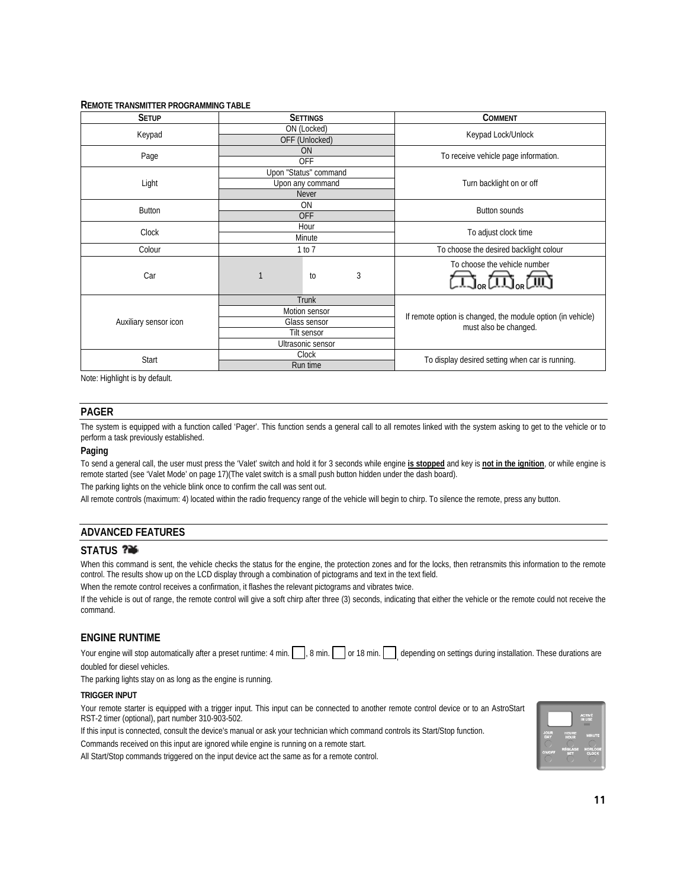**REMOTE TRANSMITTER PROGRAMMING TABLE**

| SETUP | SETTINGS | COMMENT |
| --- | --- | --- |
| Keypad | ON (Locked) | Keypad Lock/Unlock |
| | OFF (Unlocked) | |
| Page | ON | To receive vehicle page information. |
| | OFF | |
| Light | Upon "Status" command | Turn backlight on or off |
| | Upon any command | |
| | Never | |
| Button | ON | Button sounds |
| | OFF | |
| Clock | Hour | To adjust clock time |
| | Minute | |
| Colour | 1 to 7 | To choose the desired backlight colour |
| Car | 1 to 3 | To choose the vehicle number I OR II OR III |
| Auxiliary sensor icon | Trunk | If remote option is changed, the module option (in vehicle) must also be changed. |
| | Motion sensor | |
| | Glass sensor | |
| | Tilt sensor | |
| | Ultrasonic sensor | |
| Start | Clock | To display desired setting when car is running. |
| | Run time | |

Note: Highlight is by default.

## PAGER

The system is equipped with a function called 'Pager'. This function sends a general call to all remotes linked with the system asking to get to the vehicle or to perform a task previously established.

### Paging

To send a general call, the user must press the 'Valet' switch and hold it for 3 seconds while engine **is stopped** and key is **not in the ignition**, or while engine is remote started (see 'Valet Mode' on page 17)(The valet switch is a small push button hidden under the dash board).

The parking lights on the vehicle blink once to confirm the call was sent out.

All remote controls (maximum: 4) located within the radio frequency range of the vehicle will begin to chirp. To silence the remote, press any button.

## ADVANCED FEATURES

### STATUS

When this command is sent, the vehicle checks the status for the engine, the protection zones and for the locks, then retransmits this information to the remote control. The results show up on the LCD display through a combination of pictograms and text in the text field.

When the remote control receives a confirmation, it flashes the relevant pictograms and vibrates twice.

If the vehicle is out of range, the remote control will give a soft chirp after three (3) seconds, indicating that either the vehicle or the remote could not receive the command.

### ENGINE RUNTIME

Your engine will stop automatically after a preset runtime: 4 min. ☐, 8 min. ☐ or 18 min. ☐, depending on settings during installation. These durations are doubled for diesel vehicles.

The parking lights stay on as long as the engine is running.

#### TRIGGER INPUT

Your remote starter is equipped with a trigger input. This input can be connected to another remote control device or to an AstroStart RST-2 timer (optional), part number 310-903-502.

If this input is connected, consult the device's manual or ask your technician which command controls its Start/Stop function.

Commands received on this input are ignored while engine is running on a remote start.

All Start/Stop commands triggered on the input device act the same as for a remote control.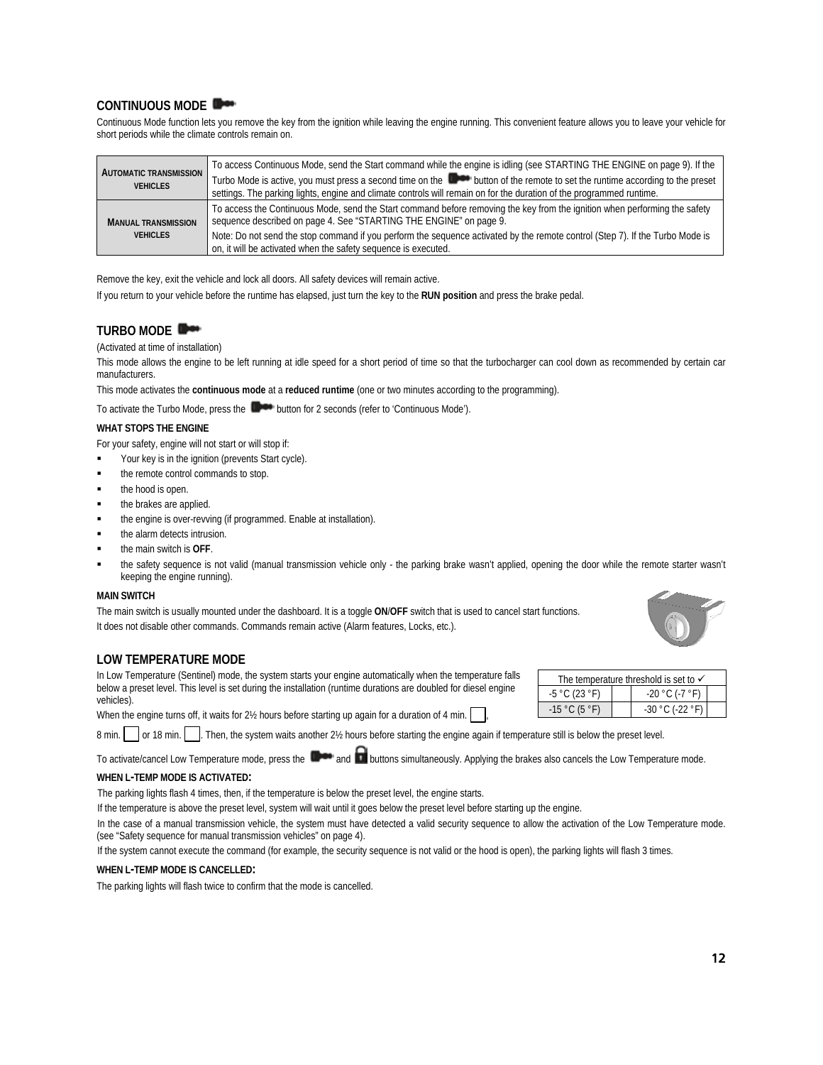## CONTINUOUS MODE

Continuous Mode function lets you remove the key from the ignition while leaving the engine running. This convenient feature allows you to leave your vehicle for short periods while the climate controls remain on.

| | |
|---|---|
| **AUTOMATIC TRANSMISSION VEHICLES** | To access Continuous Mode, send the Start command while the engine is idling (see STARTING THE ENGINE on page 9). If the Turbo Mode is active, you must press a second time on the button of the remote to set the runtime according to the preset settings. The parking lights, engine and climate controls will remain on for the duration of the programmed runtime. |
| **MANUAL TRANSMISSION VEHICLES** | To access the Continuous Mode, send the Start command before removing the key from the ignition when performing the safety sequence described on page 4. See "STARTING THE ENGINE" on page 9.<br>Note: Do not send the stop command if you perform the sequence activated by the remote control (Step 7). If the Turbo Mode is on, it will be activated when the safety sequence is executed. |

Remove the key, exit the vehicle and lock all doors. All safety devices will remain active.

If you return to your vehicle before the runtime has elapsed, just turn the key to the **RUN position** and press the brake pedal.

## TURBO MODE

(Activated at time of installation)

This mode allows the engine to be left running at idle speed for a short period of time so that the turbocharger can cool down as recommended by certain car manufacturers.

This mode activates the **continuous mode** at a **reduced runtime** (one or two minutes according to the programming).

To activate the Turbo Mode, press the button for 2 seconds (refer to 'Continuous Mode').

### WHAT STOPS THE ENGINE

For your safety, engine will not start or will stop if:

- Your key is in the ignition (prevents Start cycle).
- the remote control commands to stop.
- the hood is open.
- the brakes are applied.
- the engine is over-revving (if programmed. Enable at installation).
- the alarm detects intrusion.
- the main switch is **OFF**.
- the safety sequence is not valid (manual transmission vehicle only - the parking brake wasn't applied, opening the door while the remote starter wasn't keeping the engine running).

### MAIN SWITCH

The main switch is usually mounted under the dashboard. It is a toggle **ON**/**OFF** switch that is used to cancel start functions.
It does not disable other commands. Commands remain active (Alarm features, Locks, etc.).

## LOW TEMPERATURE MODE

In Low Temperature (Sentinel) mode, the system starts your engine automatically when the temperature falls below a preset level. This level is set during the installation (runtime durations are doubled for diesel engine vehicles).

| The temperature threshold is set to ✓ | | | |
|---|---|---|---|
| -5 °C (23 °F) | | -20 °C (-7 °F) | |
| -15 °C (5 °F) | | -30 °C (-22 °F) | |

When the engine turns off, it waits for 2½ hours before starting up again for a duration of 4 min. ☐, 8 min. ☐ or 18 min. ☐. Then, the system waits another 2½ hours before starting the engine again if temperature still is below the preset level.

To activate/cancel Low Temperature mode, press the and buttons simultaneously. Applying the brakes also cancels the Low Temperature mode.

### WHEN L-TEMP MODE IS ACTIVATED:

The parking lights flash 4 times, then, if the temperature is below the preset level, the engine starts.

If the temperature is above the preset level, system will wait until it goes below the preset level before starting up the engine.

In the case of a manual transmission vehicle, the system must have detected a valid security sequence to allow the activation of the Low Temperature mode. (see "Safety sequence for manual transmission vehicles" on page 4).

If the system cannot execute the command (for example, the security sequence is not valid or the hood is open), the parking lights will flash 3 times.

### WHEN L-TEMP MODE IS CANCELLED:

The parking lights will flash twice to confirm that the mode is cancelled.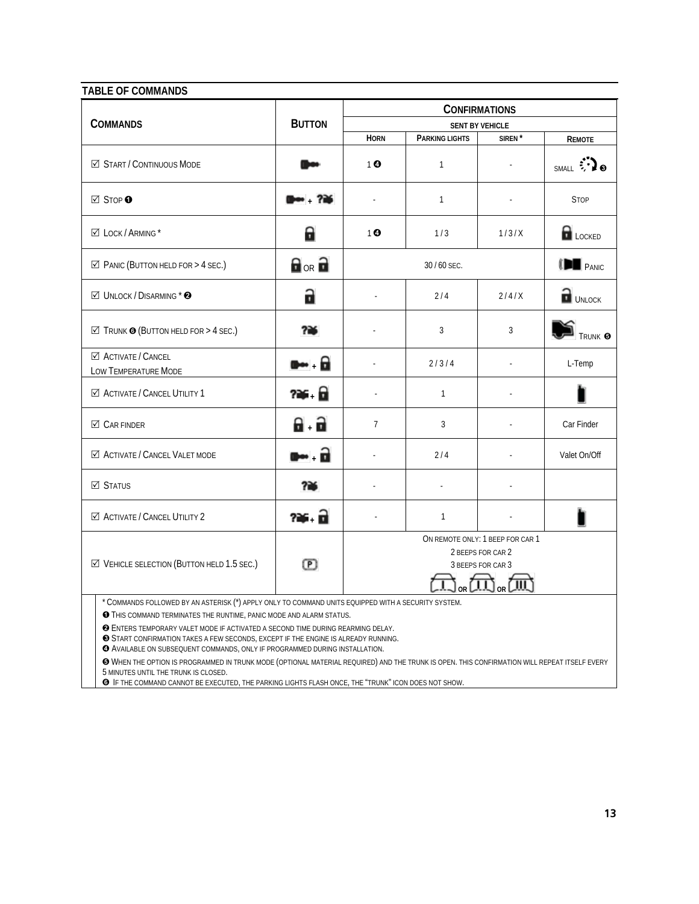## TABLE OF COMMANDS

| COMMANDS | BUTTON | CONFIRMATIONS | | | |
|---|---|---|---|---|---|
| | | SENT BY VEHICLE | | | |
| | | HORN | PARKING LIGHTS | SIREN * | REMOTE |
| ☑ START / CONTINUOUS MODE | | 1 ❹ | 1 | - | SMALL ❸ |
| ☑ STOP ❶ | + | - | 1 | - | STOP |
| ☑ LOCK / ARMING * | | 1 ❹ | 1 / 3 | 1 / 3 / X | LOCKED |
| ☑ PANIC (BUTTON HELD FOR > 4 SEC.) | OR | 30 / 60 SEC. | | | PANIC |
| ☑ UNLOCK / DISARMING * ❷ | | - | 2 / 4 | 2 / 4 / X | UNLOCK |
| ☑ TRUNK ❻ (BUTTON HELD FOR > 4 SEC.) | | - | 3 | 3 | TRUNK ❺ |
| ☑ ACTIVATE / CANCEL LOW TEMPERATURE MODE | + | - | 2 / 3 / 4 | - | L-Temp |
| ☑ ACTIVATE / CANCEL UTILITY 1 | + | - | 1 | - | |
| ☑ CAR FINDER | + | 7 | 3 | - | Car Finder |
| ☑ ACTIVATE / CANCEL VALET MODE | + | - | 2 / 4 | - | Valet On/Off |
| ☑ STATUS | | - | - | - | |
| ☑ ACTIVATE / CANCEL UTILITY 2 | + | - | 1 | - | |
| ☑ VEHICLE SELECTION (BUTTON HELD 1.5 SEC.) | P | ON REMOTE ONLY: 1 BEEP FOR CAR 1<br>2 BEEPS FOR CAR 2<br>3 BEEPS FOR CAR 3<br>I OR II OR III | | | |

\* COMMANDS FOLLOWED BY AN ASTERISK (*) APPLY ONLY TO COMMAND UNITS EQUIPPED WITH A SECURITY SYSTEM.

❶ THIS COMMAND TERMINATES THE RUNTIME, PANIC MODE AND ALARM STATUS.

❷ ENTERS TEMPORARY VALET MODE IF ACTIVATED A SECOND TIME DURING REARMING DELAY.

❸ START CONFIRMATION TAKES A FEW SECONDS, EXCEPT IF THE ENGINE IS ALREADY RUNNING.

❹ AVAILABLE ON SUBSEQUENT COMMANDS, ONLY IF PROGRAMMED DURING INSTALLATION.

❺ WHEN THE OPTION IS PROGRAMMED IN TRUNK MODE (OPTIONAL MATERIAL REQUIRED) AND THE TRUNK IS OPEN. THIS CONFIRMATION WILL REPEAT ITSELF EVERY 5 MINUTES UNTIL THE TRUNK IS CLOSED.

❻ IF THE COMMAND CANNOT BE EXECUTED, THE PARKING LIGHTS FLASH ONCE, THE "TRUNK" ICON DOES NOT SHOW.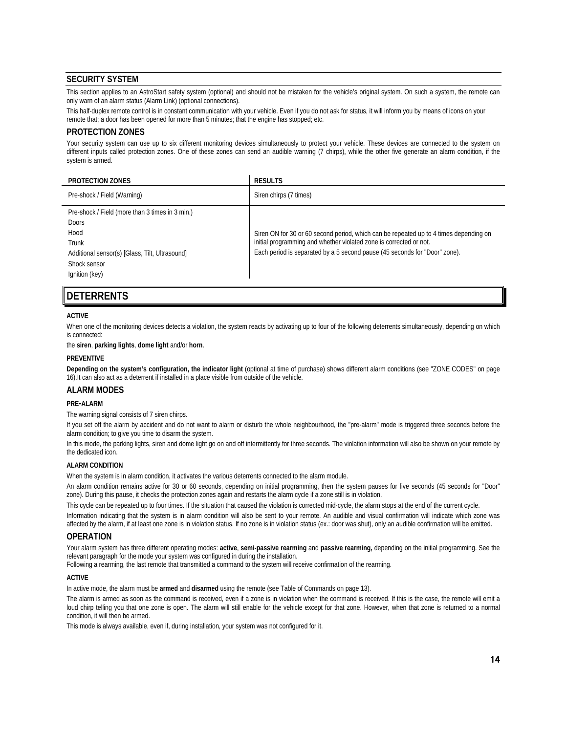## SECURITY SYSTEM

This section applies to an AstroStart safety system (optional) and should not be mistaken for the vehicle's original system. On such a system, the remote can only warn of an alarm status (Alarm Link) (optional connections).

This half-duplex remote control is in constant communication with your vehicle. Even if you do not ask for status, it will inform you by means of icons on your remote that; a door has been opened for more than 5 minutes; that the engine has stopped; etc.

### PROTECTION ZONES

Your security system can use up to six different monitoring devices simultaneously to protect your vehicle. These devices are connected to the system on different inputs called protection zones. One of these zones can send an audible warning (7 chirps), while the other five generate an alarm condition, if the system is armed.

| PROTECTION ZONES | RESULTS |
|---|---|
| Pre-shock / Field (Warning) | Siren chirps (7 times) |
| Pre-shock / Field (more than 3 times in 3 min.)<br>Doors<br>Hood<br>Trunk<br>Additional sensor(s) [Glass, Tilt, Ultrasound]<br>Shock sensor<br>Ignition (key) | Siren ON for 30 or 60 second period, which can be repeated up to 4 times depending on initial programming and whether violated zone is corrected or not.<br>Each period is separated by a 5 second pause (45 seconds for "Door" zone). |

## DETERRENTS

#### ACTIVE

When one of the monitoring devices detects a violation, the system reacts by activating up to four of the following deterrents simultaneously, depending on which is connected:

the **siren**, **parking lights**, **dome light** and/or **horn**.

#### PREVENTIVE

**Depending on the system's configuration, the indicator light** (optional at time of purchase) shows different alarm conditions (see "ZONE CODES" on page 16).It can also act as a deterrent if installed in a place visible from outside of the vehicle.

### ALARM MODES

#### PRE-ALARM

The warning signal consists of 7 siren chirps.

If you set off the alarm by accident and do not want to alarm or disturb the whole neighbourhood, the "pre-alarm" mode is triggered three seconds before the alarm condition; to give you time to disarm the system.

In this mode, the parking lights, siren and dome light go on and off intermittently for three seconds. The violation information will also be shown on your remote by the dedicated icon.

#### ALARM CONDITION

When the system is in alarm condition, it activates the various deterrents connected to the alarm module.

An alarm condition remains active for 30 or 60 seconds, depending on initial programming, then the system pauses for five seconds (45 seconds for "Door" zone). During this pause, it checks the protection zones again and restarts the alarm cycle if a zone still is in violation.

This cycle can be repeated up to four times. If the situation that caused the violation is corrected mid-cycle, the alarm stops at the end of the current cycle.

Information indicating that the system is in alarm condition will also be sent to your remote. An audible and visual confirmation will indicate which zone was affected by the alarm, if at least one zone is in violation status. If no zone is in violation status (ex.: door was shut), only an audible confirmation will be emitted.

### OPERATION

Your alarm system has three different operating modes: **active**, **semi-passive rearming** and **passive rearming,** depending on the initial programming. See the relevant paragraph for the mode your system was configured in during the installation.
Following a rearming, the last remote that transmitted a command to the system will receive confirmation of the rearming.

#### ACTIVE

In active mode, the alarm must be **armed** and **disarmed** using the remote (see Table of Commands on page 13).

The alarm is armed as soon as the command is received, even if a zone is in violation when the command is received. If this is the case, the remote will emit a loud chirp telling you that one zone is open. The alarm will still enable for the vehicle except for that zone. However, when that zone is returned to a normal condition, it will then be armed.

This mode is always available, even if, during installation, your system was not configured for it.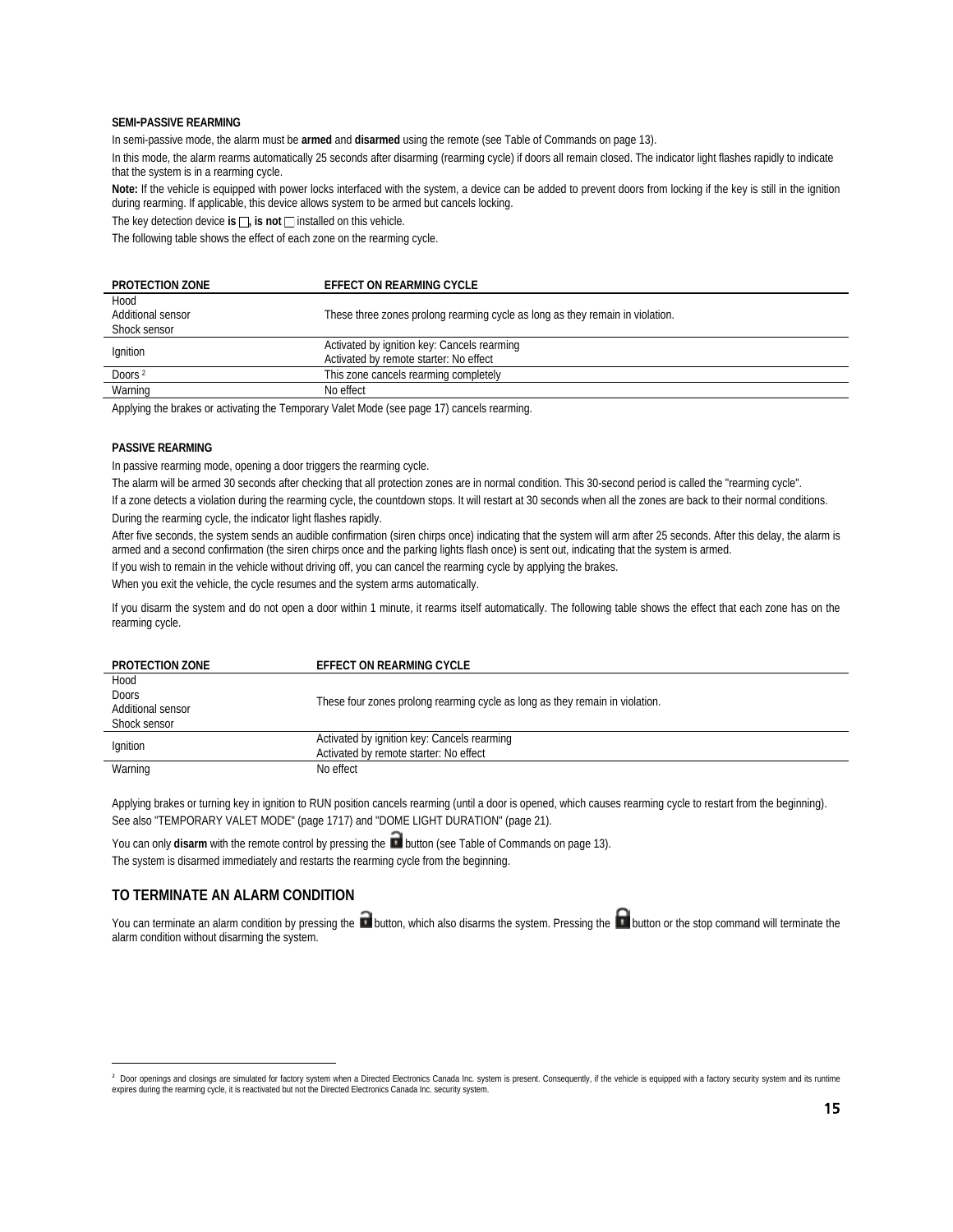**SEMI-PASSIVE REARMING**

In semi-passive mode, the alarm must be **armed** and **disarmed** using the remote (see Table of Commands on page 13).

In this mode, the alarm rearms automatically 25 seconds after disarming (rearming cycle) if doors all remain closed. The indicator light flashes rapidly to indicate that the system is in a rearming cycle.

**Note:** If the vehicle is equipped with power locks interfaced with the system, a device can be added to prevent doors from locking if the key is still in the ignition during rearming. If applicable, this device allows system to be armed but cancels locking.

The key detection device **is** ☐, **is not** ☐ installed on this vehicle.

The following table shows the effect of each zone on the rearming cycle.

| PROTECTION ZONE | EFFECT ON REARMING CYCLE |
|---|---|
| Hood<br>Additional sensor<br>Shock sensor | These three zones prolong rearming cycle as long as they remain in violation. |
| Ignition | Activated by ignition key: Cancels rearming<br>Activated by remote starter: No effect |
| Doors [2] | This zone cancels rearming completely |
| Warning | No effect |

Applying the brakes or activating the Temporary Valet Mode (see page 17) cancels rearming.

**PASSIVE REARMING**

In passive rearming mode, opening a door triggers the rearming cycle.

The alarm will be armed 30 seconds after checking that all protection zones are in normal condition. This 30-second period is called the "rearming cycle".

If a zone detects a violation during the rearming cycle, the countdown stops. It will restart at 30 seconds when all the zones are back to their normal conditions.

During the rearming cycle, the indicator light flashes rapidly.

After five seconds, the system sends an audible confirmation (siren chirps once) indicating that the system will arm after 25 seconds. After this delay, the alarm is armed and a second confirmation (the siren chirps once and the parking lights flash once) is sent out, indicating that the system is armed.

If you wish to remain in the vehicle without driving off, you can cancel the rearming cycle by applying the brakes.

When you exit the vehicle, the cycle resumes and the system arms automatically.

If you disarm the system and do not open a door within 1 minute, it rearms itself automatically. The following table shows the effect that each zone has on the rearming cycle.

| PROTECTION ZONE | EFFECT ON REARMING CYCLE |
|---|---|
| Hood<br>Doors<br>Additional sensor<br>Shock sensor | These four zones prolong rearming cycle as long as they remain in violation. |
| Ignition | Activated by ignition key: Cancels rearming<br>Activated by remote starter: No effect |
| Warning | No effect |

Applying brakes or turning key in ignition to RUN position cancels rearming (until a door is opened, which causes rearming cycle to restart from the beginning). See also "TEMPORARY VALET MODE" (page 1717) and "DOME LIGHT DURATION" (page 21).

You can only **disarm** with the remote control by pressing the 🔓 button (see Table of Commands on page 13).

The system is disarmed immediately and restarts the rearming cycle from the beginning.

## TO TERMINATE AN ALARM CONDITION

You can terminate an alarm condition by pressing the 🔓 button, which also disarms the system. Pressing the 🔒 button or the stop command will terminate the alarm condition without disarming the system.

[2] Door openings and closings are simulated for factory system when a Directed Electronics Canada Inc. system is present. Consequently, if the vehicle is equipped with a factory security system and its runtime expires during the rearming cycle, it is reactivated but not the Directed Electronics Canada Inc. security system.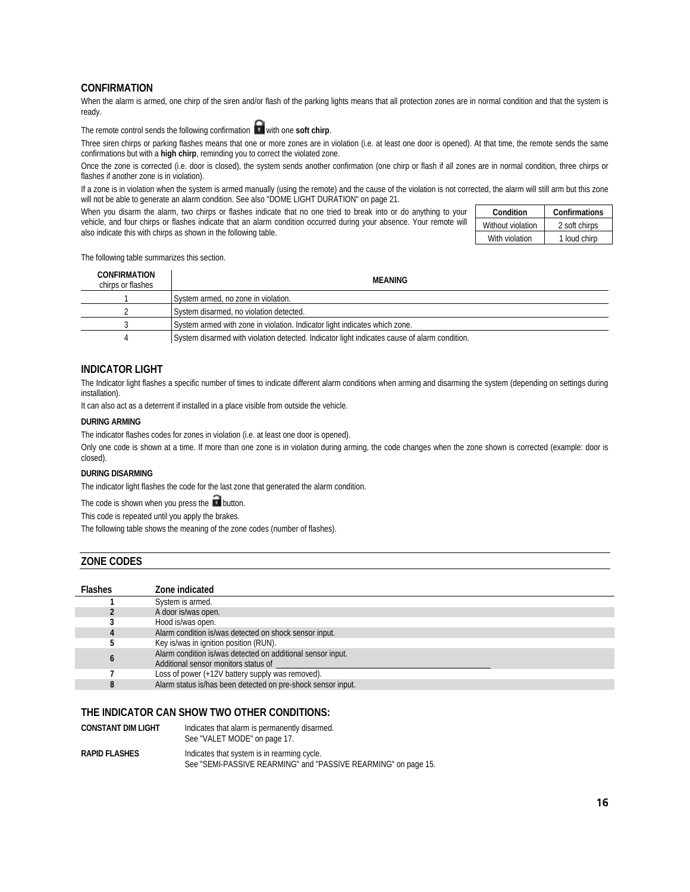## CONFIRMATION

When the alarm is armed, one chirp of the siren and/or flash of the parking lights means that all protection zones are in normal condition and that the system is ready.

The remote control sends the following confirmation with one **soft chirp**.

Three siren chirps or parking flashes means that one or more zones are in violation (i.e. at least one door is opened). At that time, the remote sends the same confirmations but with a **high chirp**, reminding you to correct the violated zone.

Once the zone is corrected (i.e. door is closed), the system sends another confirmation (one chirp or flash if all zones are in normal condition, three chirps or flashes if another zone is in violation).

If a zone is in violation when the system is armed manually (using the remote) and the cause of the violation is not corrected, the alarm will still arm but this zone will not be able to generate an alarm condition. See also "DOME LIGHT DURATION" on page 21.

When you disarm the alarm, two chirps or flashes indicate that no one tried to break into or do anything to your vehicle, and four chirps or flashes indicate that an alarm condition occurred during your absence. Your remote will also indicate this with chirps as shown in the following table.

| Condition | Confirmations |
|---|---|
| Without violation | 2 soft chirps |
| With violation | 1 loud chirp |

The following table summarizes this section.

| CONFIRMATION chirps or flashes | MEANING |
|---|---|
| 1 | System armed, no zone in violation. |
| 2 | System disarmed, no violation detected. |
| 3 | System armed with zone in violation. Indicator light indicates which zone. |
| 4 | System disarmed with violation detected. Indicator light indicates cause of alarm condition. |

## INDICATOR LIGHT

The Indicator light flashes a specific number of times to indicate different alarm conditions when arming and disarming the system (depending on settings during installation).

It can also act as a deterrent if installed in a place visible from outside the vehicle.

### DURING ARMING

The indicator flashes codes for zones in violation (i.e. at least one door is opened).

Only one code is shown at a time. If more than one zone is in violation during arming, the code changes when the zone shown is corrected (example: door is closed).

### DURING DISARMING

The indicator light flashes the code for the last zone that generated the alarm condition.

The code is shown when you press the button.

This code is repeated until you apply the brakes.

The following table shows the meaning of the zone codes (number of flashes).

## ZONE CODES

| Flashes | Zone indicated |
|---|---|
| 1 | System is armed. |
| 2 | A door is/was open. |
| 3 | Hood is/was open. |
| 4 | Alarm condition is/was detected on shock sensor input. |
| 5 | Key is/was in ignition position (RUN). |
| 6 | Alarm condition is/was detected on additional sensor input. Additional sensor monitors status of ____________________ |
| 7 | Loss of power (+12V battery supply was removed). |
| 8 | Alarm status is/has been detected on pre-shock sensor input. |

## THE INDICATOR CAN SHOW TWO OTHER CONDITIONS:

**CONSTANT DIM LIGHT** Indicates that alarm is permanently disarmed. See "VALET MODE" on page 17.

**RAPID FLASHES** Indicates that system is in rearming cycle. See "SEMI-PASSIVE REARMING" and "PASSIVE REARMING" on page 15.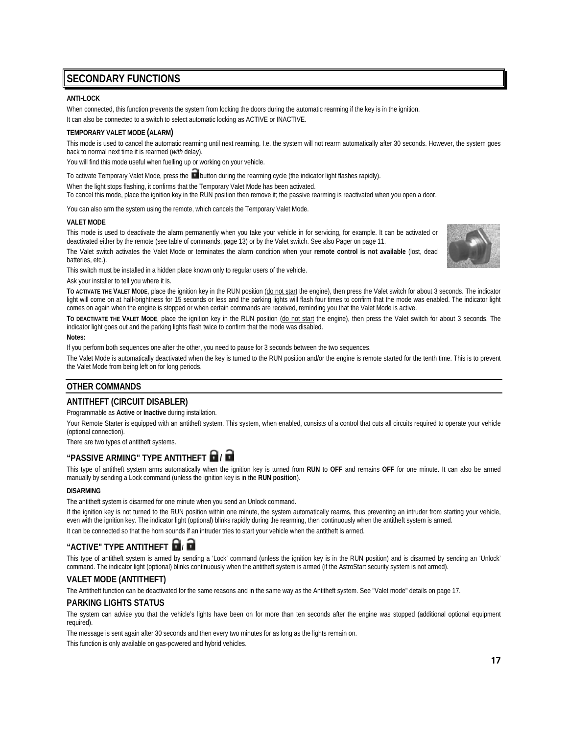## SECONDARY FUNCTIONS

**ANTI-LOCK**

When connected, this function prevents the system from locking the doors during the automatic rearming if the key is in the ignition.

It can also be connected to a switch to select automatic locking as ACTIVE or INACTIVE.

**TEMPORARY VALET MODE (ALARM)**

This mode is used to cancel the automatic rearming until next rearming. I.e. the system will not rearm automatically after 30 seconds. However, the system goes back to normal next time it is rearmed (*with* delay).

You will find this mode useful when fuelling up or working on your vehicle.

To activate Temporary Valet Mode, press the button during the rearming cycle (the indicator light flashes rapidly).

When the light stops flashing, it confirms that the Temporary Valet Mode has been activated.

To cancel this mode, place the ignition key in the RUN position then remove it; the passive rearming is reactivated when you open a door.

You can also arm the system using the remote, which cancels the Temporary Valet Mode.

**VALET MODE**

This mode is used to deactivate the alarm permanently when you take your vehicle in for servicing, for example. It can be activated or deactivated either by the remote (see table of commands, page 13) or by the Valet switch. See also Pager on page 11.

The Valet switch activates the Valet Mode or terminates the alarm condition when your **remote control is not available** (lost, dead batteries, etc.).

This switch must be installed in a hidden place known only to regular users of the vehicle.

Ask your installer to tell you where it is.

**TO ACTIVATE THE VALET MODE**, place the ignition key in the RUN position (do not start the engine), then press the Valet switch for about 3 seconds. The indicator light will come on at half-brightness for 15 seconds or less and the parking lights will flash four times to confirm that the mode was enabled. The indicator light comes on again when the engine is stopped or when certain commands are received, reminding you that the Valet Mode is active.

**TO DEACTIVATE THE VALET MODE**, place the ignition key in the RUN position (do not start the engine), then press the Valet switch for about 3 seconds. The indicator light goes out and the parking lights flash twice to confirm that the mode was disabled.

**Notes:**

If you perform both sequences one after the other, you need to pause for 3 seconds between the two sequences.

The Valet Mode is automatically deactivated when the key is turned to the RUN position and/or the engine is remote started for the tenth time. This is to prevent the Valet Mode from being left on for long periods.

## OTHER COMMANDS

### ANTITHEFT (CIRCUIT DISABLER)

Programmable as **Active** or **Inactive** during installation.

Your Remote Starter is equipped with an antitheft system. This system, when enabled, consists of a control that cuts all circuits required to operate your vehicle (optional connection).

There are two types of antitheft systems.

### "PASSIVE ARMING" TYPE ANTITHEFT /

This type of antitheft system arms automatically when the ignition key is turned from **RUN** to **OFF** and remains **OFF** for one minute. It can also be armed manually by sending a Lock command (unless the ignition key is in the **RUN position**).

**DISARMING**

The antitheft system is disarmed for one minute when you send an Unlock command.

If the ignition key is not turned to the RUN position within one minute, the system automatically rearms, thus preventing an intruder from starting your vehicle, even with the ignition key. The indicator light (optional) blinks rapidly during the rearming, then continuously when the antitheft system is armed.

It can be connected so that the horn sounds if an intruder tries to start your vehicle when the antitheft is armed.

### "ACTIVE" TYPE ANTITHEFT /

This type of antitheft system is armed by sending a 'Lock' command (unless the ignition key is in the RUN position) and is disarmed by sending an 'Unlock' command. The indicator light (optional) blinks continuously when the antitheft system is armed (if the AstroStart security system is not armed).

### VALET MODE (ANTITHEFT)

The Antitheft function can be deactivated for the same reasons and in the same way as the Antitheft system. See "Valet mode" details on page 17.

### PARKING LIGHTS STATUS

The system can advise you that the vehicle's lights have been on for more than ten seconds after the engine was stopped (additional optional equipment required).

The message is sent again after 30 seconds and then every two minutes for as long as the lights remain on.

This function is only available on gas-powered and hybrid vehicles.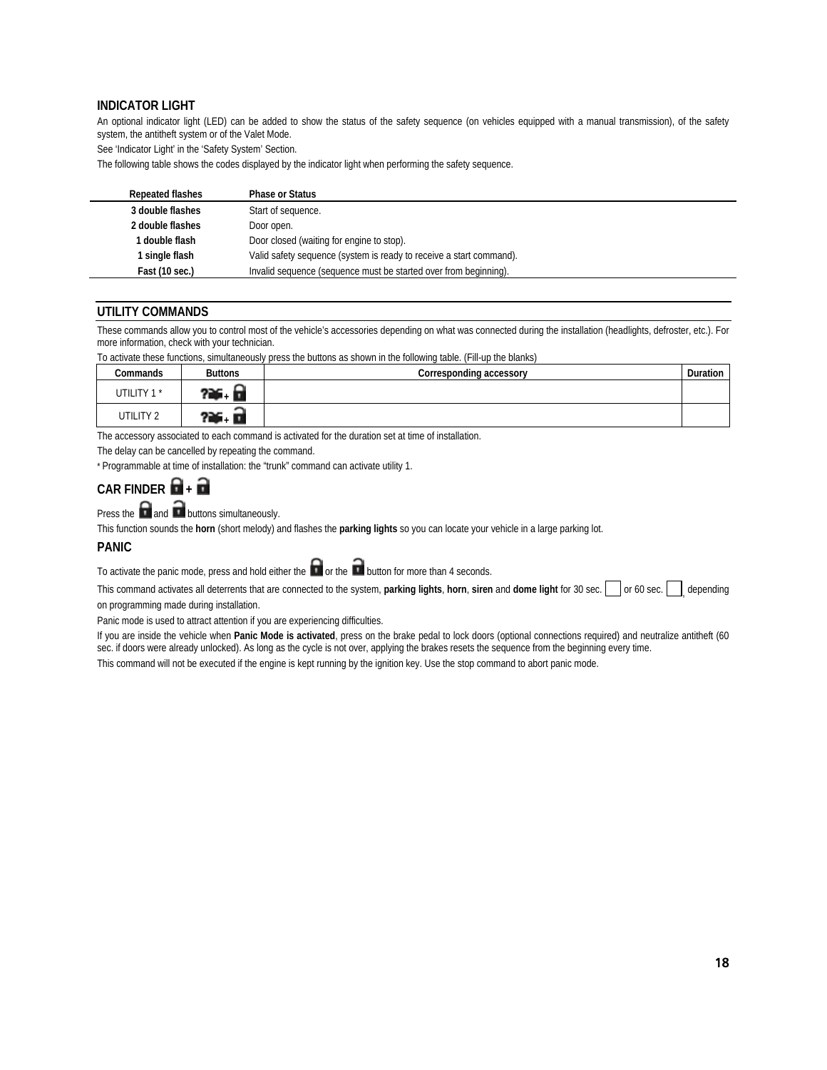## INDICATOR LIGHT

An optional indicator light (LED) can be added to show the status of the safety sequence (on vehicles equipped with a manual transmission), of the safety system, the antitheft system or of the Valet Mode.

See 'Indicator Light' in the 'Safety System' Section.

The following table shows the codes displayed by the indicator light when performing the safety sequence.

| Repeated flashes | Phase or Status |
|---|---|
| **3 double flashes** | Start of sequence. |
| **2 double flashes** | Door open. |
| **1 double flash** | Door closed (waiting for engine to stop). |
| **1 single flash** | Valid safety sequence (system is ready to receive a start command). |
| **Fast (10 sec.)** | Invalid sequence (sequence must be started over from beginning). |

## UTILITY COMMANDS

These commands allow you to control most of the vehicle's accessories depending on what was connected during the installation (headlights, defroster, etc.). For more information, check with your technician.

To activate these functions, simultaneously press the buttons as shown in the following table. (Fill-up the blanks)

| Commands | Buttons | Corresponding accessory | Duration |
|---|---|---|---|
| UTILITY 1 * | ? + | | |
| UTILITY 2 | ? + | | |

The accessory associated to each command is activated for the duration set at time of installation.

The delay can be cancelled by repeating the command.

* Programmable at time of installation: the "trunk" command can activate utility 1.

## CAR FINDER +

Press the and buttons simultaneously.

This function sounds the **horn** (short melody) and flashes the **parking lights** so you can locate your vehicle in a large parking lot.

## PANIC

To activate the panic mode, press and hold either the or the button for more than 4 seconds.

This command activates all deterrents that are connected to the system, **parking lights**, **horn**, **siren** and **dome light** for 30 sec. ☐ or 60 sec. ☐, depending on programming made during installation.

Panic mode is used to attract attention if you are experiencing difficulties.

If you are inside the vehicle when **Panic Mode is activated**, press on the brake pedal to lock doors (optional connections required) and neutralize antitheft (60 sec. if doors were already unlocked). As long as the cycle is not over, applying the brakes resets the sequence from the beginning every time.

This command will not be executed if the engine is kept running by the ignition key. Use the stop command to abort panic mode.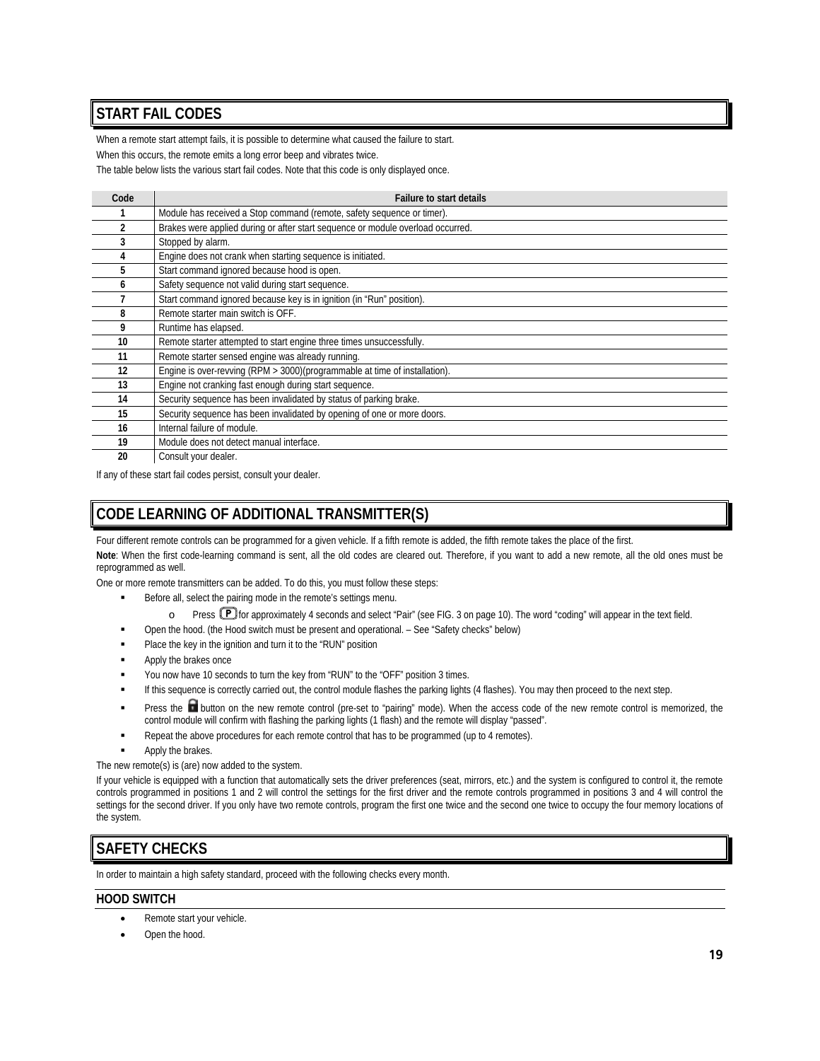## START FAIL CODES

When a remote start attempt fails, it is possible to determine what caused the failure to start.

When this occurs, the remote emits a long error beep and vibrates twice.

The table below lists the various start fail codes. Note that this code is only displayed once.

| Code | Failure to start details |
|---|---|
| 1 | Module has received a Stop command (remote, safety sequence or timer). |
| 2 | Brakes were applied during or after start sequence or module overload occurred. |
| 3 | Stopped by alarm. |
| 4 | Engine does not crank when starting sequence is initiated. |
| 5 | Start command ignored because hood is open. |
| 6 | Safety sequence not valid during start sequence. |
| 7 | Start command ignored because key is in ignition (in “Run” position). |
| 8 | Remote starter main switch is OFF. |
| 9 | Runtime has elapsed. |
| 10 | Remote starter attempted to start engine three times unsuccessfully. |
| 11 | Remote starter sensed engine was already running. |
| 12 | Engine is over-revving (RPM > 3000)(programmable at time of installation). |
| 13 | Engine not cranking fast enough during start sequence. |
| 14 | Security sequence has been invalidated by status of parking brake. |
| 15 | Security sequence has been invalidated by opening of one or more doors. |
| 16 | Internal failure of module. |
| 19 | Module does not detect manual interface. |
| 20 | Consult your dealer. |

If any of these start fail codes persist, consult your dealer.

## CODE LEARNING OF ADDITIONAL TRANSMITTER(S)

Four different remote controls can be programmed for a given vehicle. If a fifth remote is added, the fifth remote takes the place of the first.

**Note**: When the first code-learning command is sent, all the old codes are cleared out. Therefore, if you want to add a new remote, all the old ones must be reprogrammed as well.

One or more remote transmitters can be added. To do this, you must follow these steps:

- Before all, select the pairing mode in the remote’s settings menu.
  - Press (P) for approximately 4 seconds and select “Pair” (see FIG. 3 on page 10). The word “coding” will appear in the text field.
- Open the hood. (the Hood switch must be present and operational. – See “Safety checks” below)
- Place the key in the ignition and turn it to the “RUN” position
- Apply the brakes once
- You now have 10 seconds to turn the key from “RUN” to the “OFF” position 3 times.
- If this sequence is correctly carried out, the control module flashes the parking lights (4 flashes). You may then proceed to the next step.
- Press the (lock) button on the new remote control (pre-set to “pairing” mode). When the access code of the new remote control is memorized, the control module will confirm with flashing the parking lights (1 flash) and the remote will display “passed”.
- Repeat the above procedures for each remote control that has to be programmed (up to 4 remotes).
- Apply the brakes.

The new remote(s) is (are) now added to the system.

If your vehicle is equipped with a function that automatically sets the driver preferences (seat, mirrors, etc.) and the system is configured to control it, the remote controls programmed in positions 1 and 2 will control the settings for the first driver and the remote controls programmed in positions 3 and 4 will control the settings for the second driver. If you only have two remote controls, program the first one twice and the second one twice to occupy the four memory locations of the system.

## SAFETY CHECKS

In order to maintain a high safety standard, proceed with the following checks every month.

### HOOD SWITCH

- Remote start your vehicle.
- Open the hood.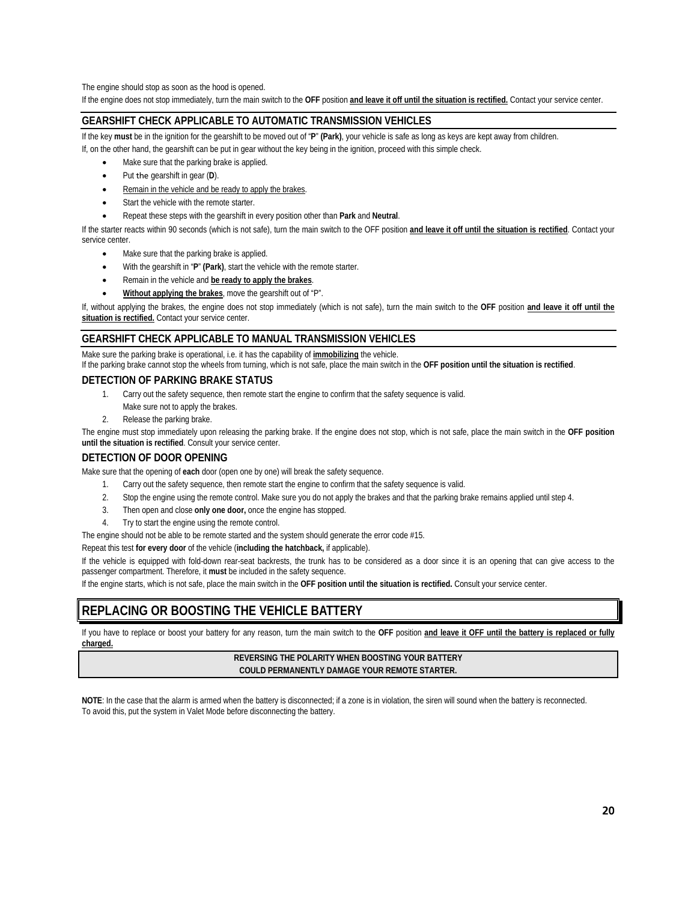The engine should stop as soon as the hood is opened.

If the engine does not stop immediately, turn the main switch to the **OFF** position **and leave it off until the situation is rectified.** Contact your service center.

## GEARSHIFT CHECK APPLICABLE TO AUTOMATIC TRANSMISSION VEHICLES

If the key **must** be in the ignition for the gearshift to be moved out of "**P**" **(Park)**, your vehicle is safe as long as keys are kept away from children.

If, on the other hand, the gearshift can be put in gear without the key being in the ignition, proceed with this simple check.

- Make sure that the parking brake is applied.
- Put the gearshift in gear (**D**).
- Remain in the vehicle and be ready to apply the brakes.
- Start the vehicle with the remote starter.
- Repeat these steps with the gearshift in every position other than **Park** and **Neutral**.

If the starter reacts within 90 seconds (which is not safe), turn the main switch to the OFF position **and leave it off until the situation is rectified**. Contact your service center.

- Make sure that the parking brake is applied.
- With the gearshift in "**P**" **(Park)**, start the vehicle with the remote starter.
- Remain in the vehicle and **be ready to apply the brakes**.
- **Without applying the brakes**, move the gearshift out of "P".

If, without applying the brakes, the engine does not stop immediately (which is not safe), turn the main switch to the **OFF** position **and leave it off until the situation is rectified.** Contact your service center.

## GEARSHIFT CHECK APPLICABLE TO MANUAL TRANSMISSION VEHICLES

Make sure the parking brake is operational, i.e. it has the capability of **immobilizing** the vehicle.

If the parking brake cannot stop the wheels from turning, which is not safe, place the main switch in the **OFF position until the situation is rectified**.

### DETECTION OF PARKING BRAKE STATUS

1. Carry out the safety sequence, then remote start the engine to confirm that the safety sequence is valid.
   Make sure not to apply the brakes.
2. Release the parking brake.

The engine must stop immediately upon releasing the parking brake. If the engine does not stop, which is not safe, place the main switch in the **OFF position until the situation is rectified**. Consult your service center.

### DETECTION OF DOOR OPENING

Make sure that the opening of **each** door (open one by one) will break the safety sequence.

1. Carry out the safety sequence, then remote start the engine to confirm that the safety sequence is valid.
2. Stop the engine using the remote control. Make sure you do not apply the brakes and that the parking brake remains applied until step 4.
3. Then open and close **only one door,** once the engine has stopped.
4. Try to start the engine using the remote control.

The engine should not be able to be remote started and the system should generate the error code #15.

Repeat this test **for every door** of the vehicle (**including the hatchback,** if applicable).

If the vehicle is equipped with fold-down rear-seat backrests, the trunk has to be considered as a door since it is an opening that can give access to the passenger compartment. Therefore, it **must** be included in the safety sequence.

If the engine starts, which is not safe, place the main switch in the **OFF position until the situation is rectified.** Consult your service center.

# REPLACING OR BOOSTING THE VEHICLE BATTERY

If you have to replace or boost your battery for any reason, turn the main switch to the **OFF** position **and leave it OFF until the battery is replaced or fully charged.**

**REVERSING THE POLARITY WHEN BOOSTING YOUR BATTERY COULD PERMANENTLY DAMAGE YOUR REMOTE STARTER.**

**NOTE**: In the case that the alarm is armed when the battery is disconnected; if a zone is in violation, the siren will sound when the battery is reconnected.
To avoid this, put the system in Valet Mode before disconnecting the battery.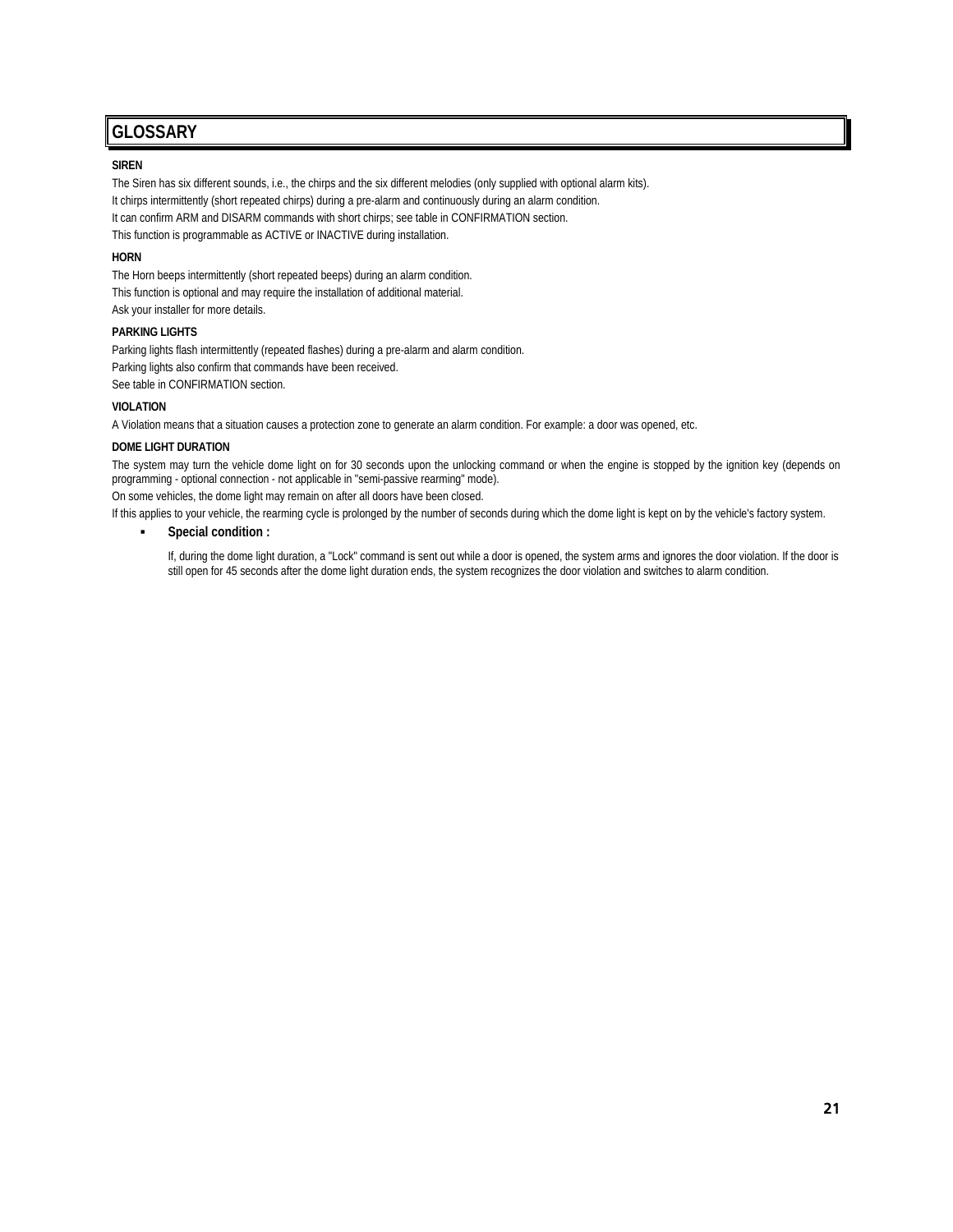# GLOSSARY

**SIREN**

The Siren has six different sounds, i.e., the chirps and the six different melodies (only supplied with optional alarm kits).

It chirps intermittently (short repeated chirps) during a pre-alarm and continuously during an alarm condition.

It can confirm ARM and DISARM commands with short chirps; see table in CONFIRMATION section.

This function is programmable as ACTIVE or INACTIVE during installation.

**HORN**

The Horn beeps intermittently (short repeated beeps) during an alarm condition.

This function is optional and may require the installation of additional material.

Ask your installer for more details.

**PARKING LIGHTS**

Parking lights flash intermittently (repeated flashes) during a pre-alarm and alarm condition.

Parking lights also confirm that commands have been received.

See table in CONFIRMATION section.

**VIOLATION**

A Violation means that a situation causes a protection zone to generate an alarm condition. For example: a door was opened, etc.

**DOME LIGHT DURATION**

The system may turn the vehicle dome light on for 30 seconds upon the unlocking command or when the engine is stopped by the ignition key (depends on programming - optional connection - not applicable in "semi-passive rearming" mode).

On some vehicles, the dome light may remain on after all doors have been closed.

If this applies to your vehicle, the rearming cycle is prolonged by the number of seconds during which the dome light is kept on by the vehicle's factory system.

- **Special condition :**

  If, during the dome light duration, a "Lock" command is sent out while a door is opened, the system arms and ignores the door violation. If the door is still open for 45 seconds after the dome light duration ends, the system recognizes the door violation and switches to alarm condition.